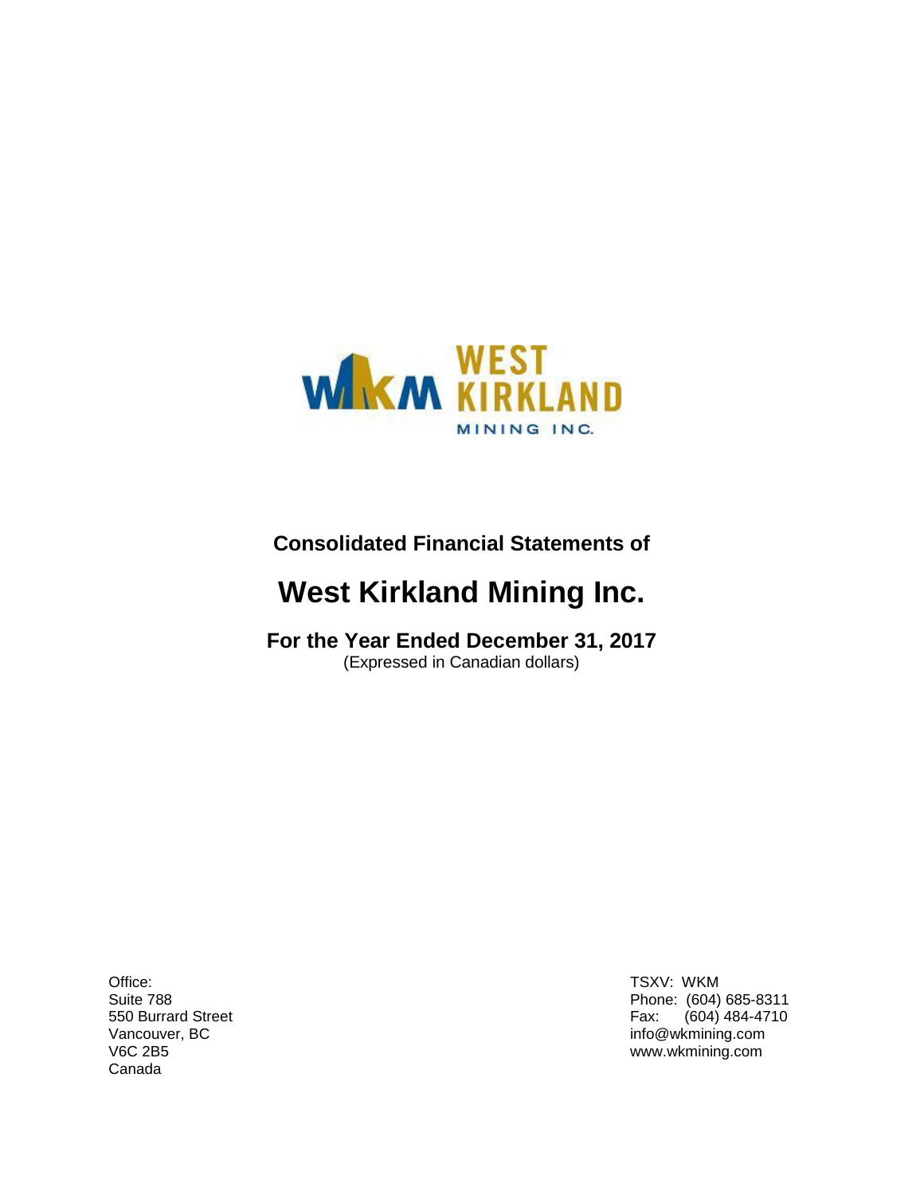WEST KIRKLAND MINING INC.

Consolidated Financial Statements of

# West Kirkland Mining Inc.

## For the Year Ended December 31, 2017

(Expressed in Canadian dollars)

Office:
Suite 788
550 Burrard Street
Vancouver, BC
V6C 2B5
Canada

TSXV: WKM
Phone: (604) 685-8311
Fax: (604) 484-4710
info@wkmining.com
www.wkmining.com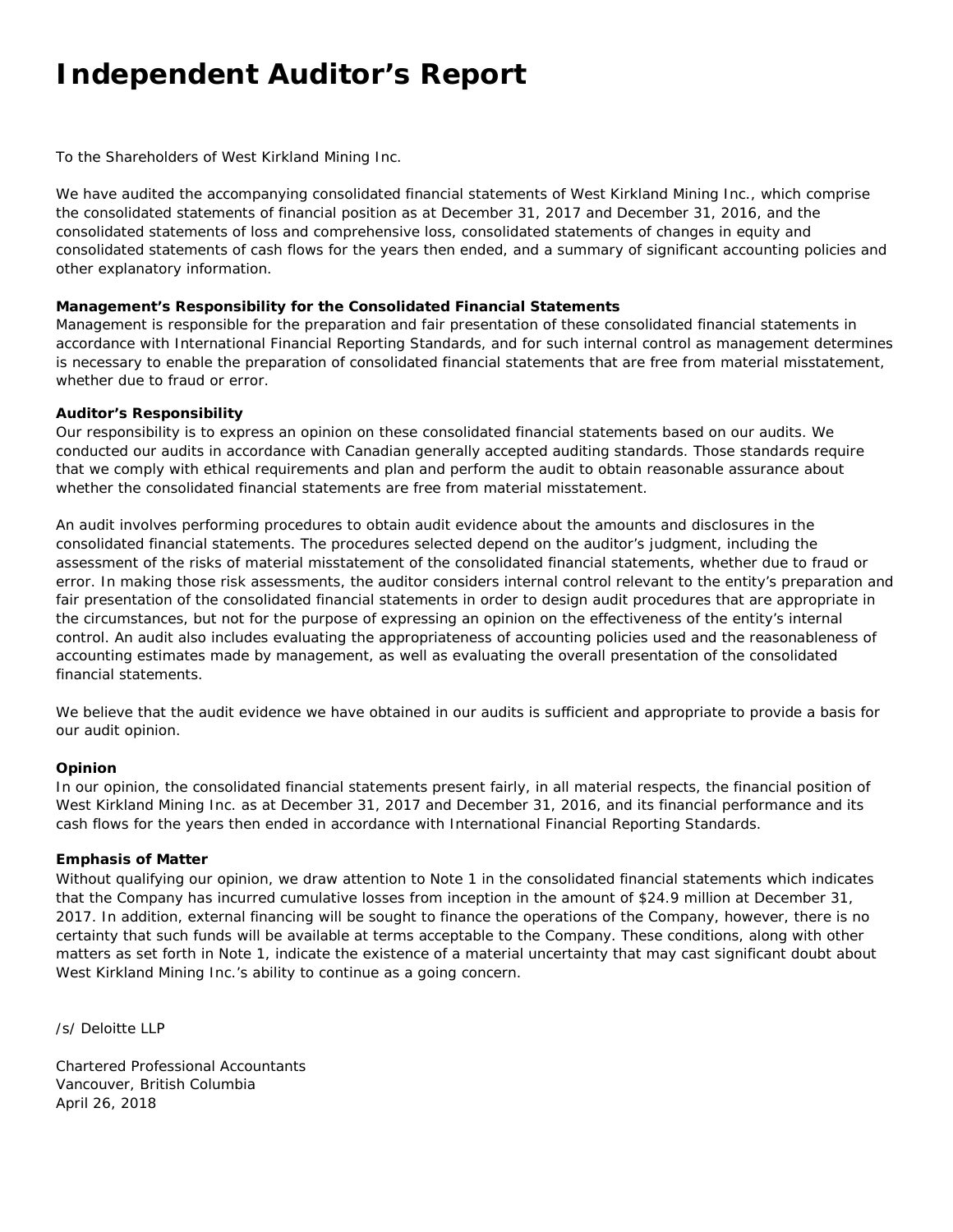# Independent Auditor's Report

To the Shareholders of West Kirkland Mining Inc.

We have audited the accompanying consolidated financial statements of West Kirkland Mining Inc., which comprise the consolidated statements of financial position as at December 31, 2017 and December 31, 2016, and the consolidated statements of loss and comprehensive loss, consolidated statements of changes in equity and consolidated statements of cash flows for the years then ended, and a summary of significant accounting policies and other explanatory information.

**Management's Responsibility for the Consolidated Financial Statements**
Management is responsible for the preparation and fair presentation of these consolidated financial statements in accordance with International Financial Reporting Standards, and for such internal control as management determines is necessary to enable the preparation of consolidated financial statements that are free from material misstatement, whether due to fraud or error.

**Auditor's Responsibility**
Our responsibility is to express an opinion on these consolidated financial statements based on our audits. We conducted our audits in accordance with Canadian generally accepted auditing standards. Those standards require that we comply with ethical requirements and plan and perform the audit to obtain reasonable assurance about whether the consolidated financial statements are free from material misstatement.

An audit involves performing procedures to obtain audit evidence about the amounts and disclosures in the consolidated financial statements. The procedures selected depend on the auditor's judgment, including the assessment of the risks of material misstatement of the consolidated financial statements, whether due to fraud or error. In making those risk assessments, the auditor considers internal control relevant to the entity's preparation and fair presentation of the consolidated financial statements in order to design audit procedures that are appropriate in the circumstances, but not for the purpose of expressing an opinion on the effectiveness of the entity's internal control. An audit also includes evaluating the appropriateness of accounting policies used and the reasonableness of accounting estimates made by management, as well as evaluating the overall presentation of the consolidated financial statements.

We believe that the audit evidence we have obtained in our audits is sufficient and appropriate to provide a basis for our audit opinion.

**Opinion**
In our opinion, the consolidated financial statements present fairly, in all material respects, the financial position of West Kirkland Mining Inc. as at December 31, 2017 and December 31, 2016, and its financial performance and its cash flows for the years then ended in accordance with International Financial Reporting Standards.

**Emphasis of Matter**
Without qualifying our opinion, we draw attention to Note 1 in the consolidated financial statements which indicates that the Company has incurred cumulative losses from inception in the amount of $24.9 million at December 31, 2017. In addition, external financing will be sought to finance the operations of the Company, however, there is no certainty that such funds will be available at terms acceptable to the Company. These conditions, along with other matters as set forth in Note 1, indicate the existence of a material uncertainty that may cast significant doubt about West Kirkland Mining Inc.'s ability to continue as a going concern.

/s/ Deloitte LLP

Chartered Professional Accountants
Vancouver, British Columbia
April 26, 2018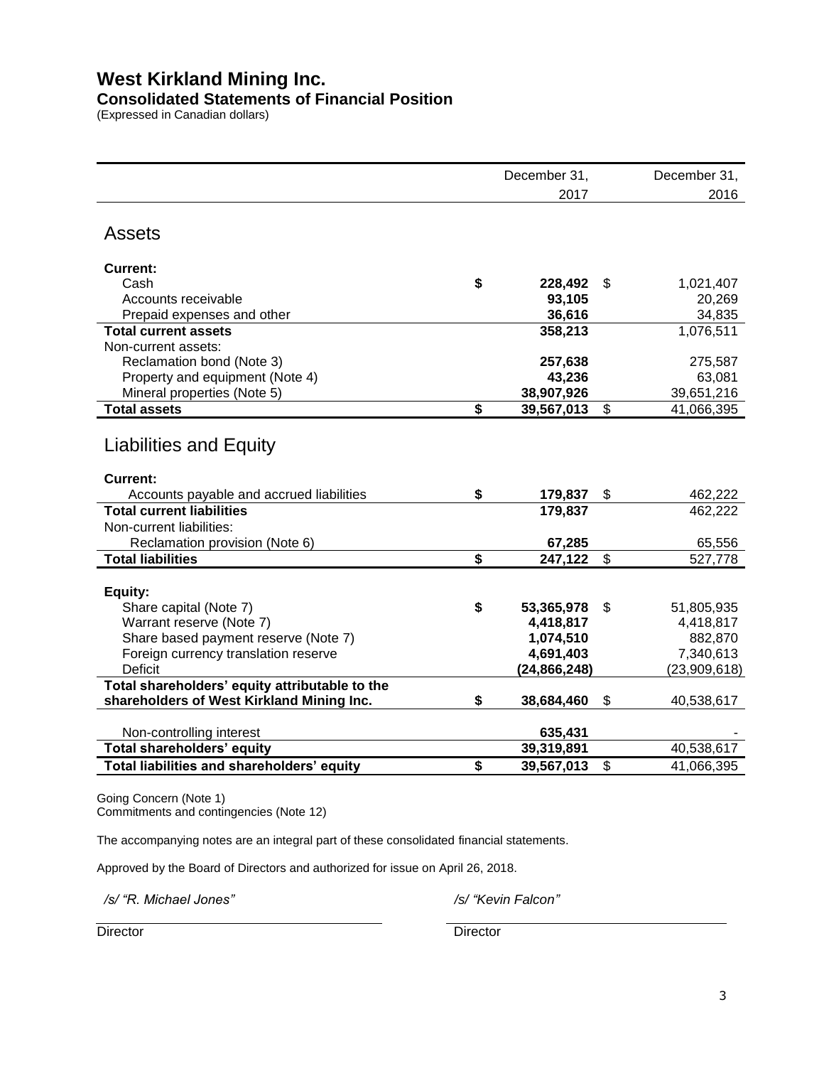# West Kirkland Mining Inc.

## Consolidated Statements of Financial Position

(Expressed in Canadian dollars)

| | December 31, 2017 | December 31, 2016 |
|---|---|---|
| **Assets** | | |
| **Current:** | | |
| Cash | $ 228,492 | $ 1,021,407 |
| Accounts receivable | 93,105 | 20,269 |
| Prepaid expenses and other | 36,616 | 34,835 |
| **Total current assets** | 358,213 | 1,076,511 |
| Non-current assets: | | |
| Reclamation bond (Note 3) | 257,638 | 275,587 |
| Property and equipment (Note 4) | 43,236 | 63,081 |
| Mineral properties (Note 5) | 38,907,926 | 39,651,216 |
| **Total assets** | $ 39,567,013 | $ 41,066,395 |
| **Liabilities and Equity** | | |
| **Current:** | | |
| Accounts payable and accrued liabilities | $ 179,837 | $ 462,222 |
| **Total current liabilities** | 179,837 | 462,222 |
| Non-current liabilities: | | |
| Reclamation provision (Note 6) | 67,285 | 65,556 |
| **Total liabilities** | $ 247,122 | $ 527,778 |
| **Equity:** | | |
| Share capital (Note 7) | $ 53,365,978 | $ 51,805,935 |
| Warrant reserve (Note 7) | 4,418,817 | 4,418,817 |
| Share based payment reserve (Note 7) | 1,074,510 | 882,870 |
| Foreign currency translation reserve | 4,691,403 | 7,340,613 |
| Deficit | (24,866,248) | (23,909,618) |
| **Total shareholders' equity attributable to the shareholders of West Kirkland Mining Inc.** | $ 38,684,460 | $ 40,538,617 |
| Non-controlling interest | 635,431 | - |
| **Total shareholders' equity** | 39,319,891 | 40,538,617 |
| **Total liabilities and shareholders' equity** | $ 39,567,013 | $ 41,066,395 |

Going Concern (Note 1)
Commitments and contingencies (Note 12)

The accompanying notes are an integral part of these consolidated financial statements.

Approved by the Board of Directors and authorized for issue on April 26, 2018.

*/s/ "R. Michael Jones"* — Director

*/s/ "Kevin Falcon"* — Director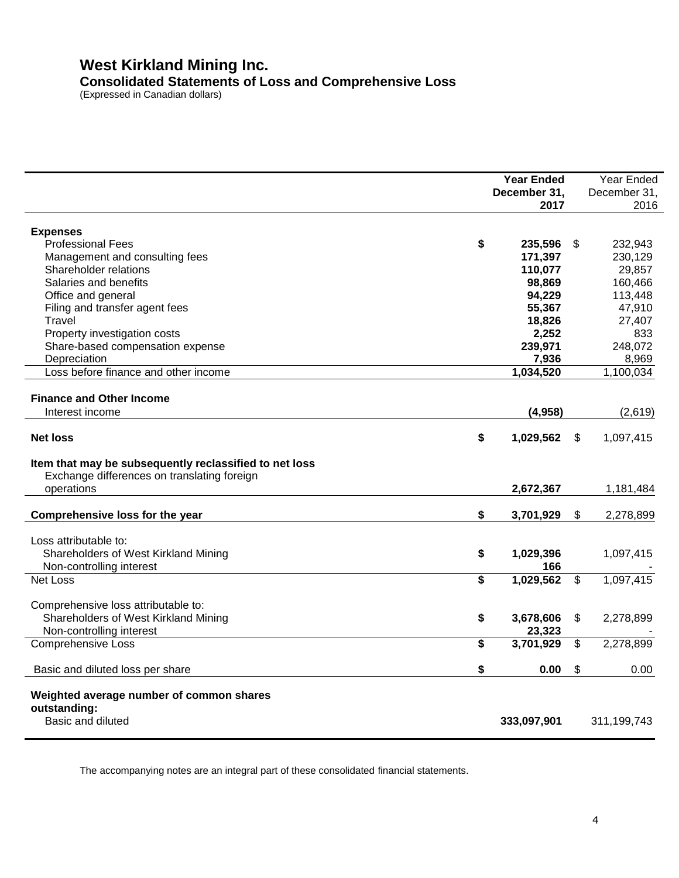# West Kirkland Mining Inc.

## Consolidated Statements of Loss and Comprehensive Loss

(Expressed in Canadian dollars)

| | Year Ended December 31, 2017 | Year Ended December 31, 2016 |
|---|---|---|
| **Expenses** | | |
| Professional Fees | $ 235,596 | $ 232,943 |
| Management and consulting fees | 171,397 | 230,129 |
| Shareholder relations | 110,077 | 29,857 |
| Salaries and benefits | 98,869 | 160,466 |
| Office and general | 94,229 | 113,448 |
| Filing and transfer agent fees | 55,367 | 47,910 |
| Travel | 18,826 | 27,407 |
| Property investigation costs | 2,252 | 833 |
| Share-based compensation expense | 239,971 | 248,072 |
| Depreciation | 7,936 | 8,969 |
| Loss before finance and other income | 1,034,520 | 1,100,034 |
| **Finance and Other Income** | | |
| Interest income | (4,958) | (2,619) |
| **Net loss** | $ 1,029,562 | $ 1,097,415 |
| **Item that may be subsequently reclassified to net loss** | | |
| Exchange differences on translating foreign operations | 2,672,367 | 1,181,484 |
| **Comprehensive loss for the year** | $ 3,701,929 | $ 2,278,899 |
| Loss attributable to: | | |
| Shareholders of West Kirkland Mining | $ 1,029,396 | 1,097,415 |
| Non-controlling interest | 166 | - |
| Net Loss | $ 1,029,562 | $ 1,097,415 |
| Comprehensive loss attributable to: | | |
| Shareholders of West Kirkland Mining | $ 3,678,606 | $ 2,278,899 |
| Non-controlling interest | 23,323 | - |
| Comprehensive Loss | $ 3,701,929 | $ 2,278,899 |
| Basic and diluted loss per share | $ 0.00 | $ 0.00 |
| **Weighted average number of common shares outstanding:** | | |
| Basic and diluted | 333,097,901 | 311,199,743 |

The accompanying notes are an integral part of these consolidated financial statements.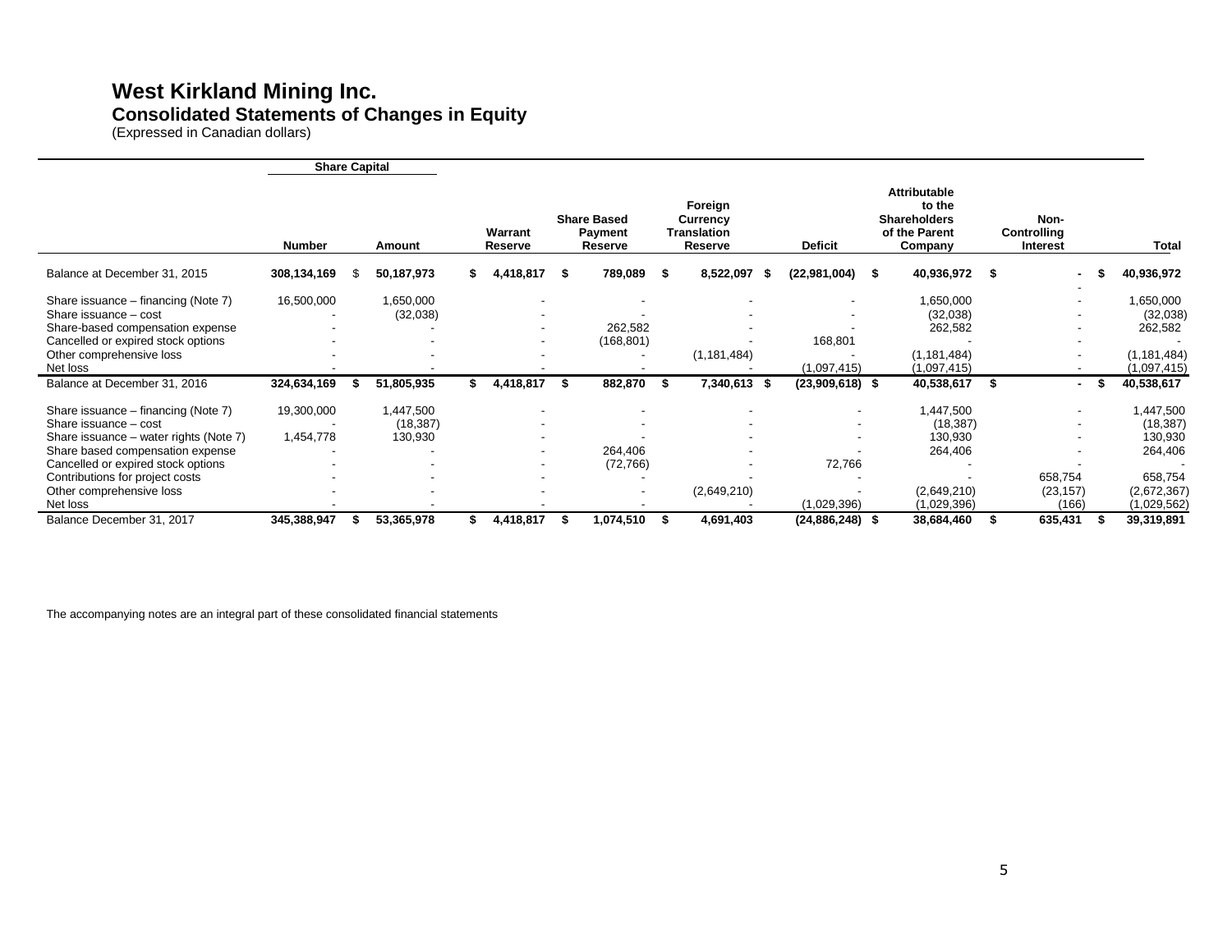# West Kirkland Mining Inc.

## Consolidated Statements of Changes in Equity

(Expressed in Canadian dollars)

| | Share Capital | | | | | | | | |
|---|---|---|---|---|---|---|---|---|---|
| | Number | Amount | Warrant Reserve | Share Based Payment Reserve | Foreign Currency Translation Reserve | Deficit | Attributable to the Shareholders of the Parent Company | Non-Controlling Interest | Total |
| Balance at December 31, 2015 | **308,134,169** | $ **50,187,973** | **$ 4,418,817** | **$ 789,089** | **$ 8,522,097** | **$ (22,981,004)** | **$ 40,936,972** | **$ -** | **$ 40,936,972** |
| Share issuance – financing (Note 7) | 16,500,000 | 1,650,000 | - | - | - | - | 1,650,000 | - | 1,650,000 |
| Share issuance – cost | - | (32,038) | - | - | - | - | (32,038) | - | (32,038) |
| Share-based compensation expense | - | - | - | 262,582 | - | - | 262,582 | - | 262,582 |
| Cancelled or expired stock options | - | - | - | (168,801) | - | 168,801 | - | - | - |
| Other comprehensive loss | - | - | - | - | (1,181,484) | - | (1,181,484) | - | (1,181,484) |
| Net loss | - | - | - | - | - | (1,097,415) | (1,097,415) | - | (1,097,415) |
| Balance at December 31, 2016 | **324,634,169** | **$ 51,805,935** | **$ 4,418,817** | **$ 882,870** | **$ 7,340,613** | **$ (23,909,618)** | **$ 40,538,617** | **$ -** | **$ 40,538,617** |
| Share issuance – financing (Note 7) | 19,300,000 | 1,447,500 | - | - | - | - | 1,447,500 | - | 1,447,500 |
| Share issuance – cost | - | (18,387) | - | - | - | - | (18,387) | - | (18,387) |
| Share issuance – water rights (Note 7) | 1,454,778 | 130,930 | - | - | - | - | 130,930 | - | 130,930 |
| Share based compensation expense | - | - | - | 264,406 | - | - | 264,406 | - | 264,406 |
| Cancelled or expired stock options | - | - | - | (72,766) | - | 72,766 | - | - | - |
| Contributions for project costs | - | - | - | - | - | - | - | 658,754 | 658,754 |
| Other comprehensive loss | - | - | - | - | (2,649,210) | - | (2,649,210) | (23,157) | (2,672,367) |
| Net loss | - | - | - | - | - | (1,029,396) | (1,029,396) | (166) | (1,029,562) |
| Balance December 31, 2017 | **345,388,947** | **$ 53,365,978** | **$ 4,418,817** | **$ 1,074,510** | **$ 4,691,403** | **(24,886,248)** | **$ 38,684,460** | **$ 635,431** | **$ 39,319,891** |

The accompanying notes are an integral part of these consolidated financial statements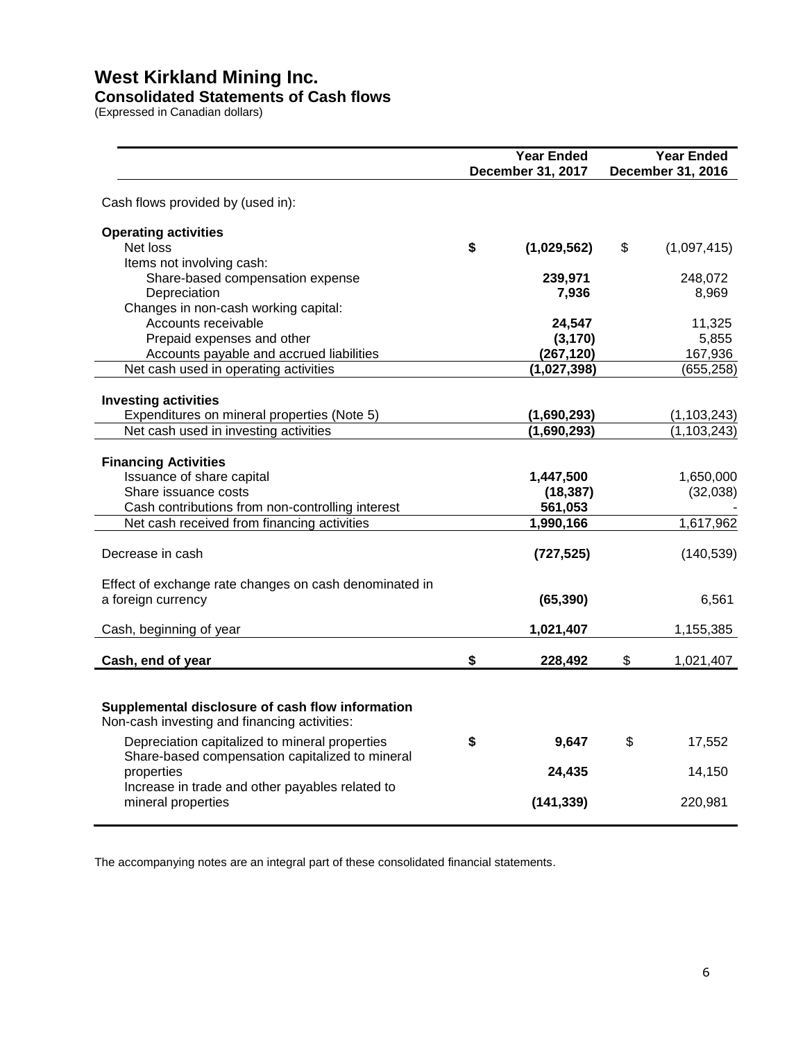# West Kirkland Mining Inc.

## Consolidated Statements of Cash flows

(Expressed in Canadian dollars)

| | Year Ended December 31, 2017 | Year Ended December 31, 2016 |
|---|---|---|
| Cash flows provided by (used in): | | |
| **Operating activities** | | |
| Net loss | **$ (1,029,562)** | $ (1,097,415) |
| Items not involving cash: | | |
| Share-based compensation expense | **239,971** | 248,072 |
| Depreciation | **7,936** | 8,969 |
| Changes in non-cash working capital: | | |
| Accounts receivable | **24,547** | 11,325 |
| Prepaid expenses and other | **(3,170)** | 5,855 |
| Accounts payable and accrued liabilities | **(267,120)** | 167,936 |
| Net cash used in operating activities | **(1,027,398)** | (655,258) |
| **Investing activities** | | |
| Expenditures on mineral properties (Note 5) | **(1,690,293)** | (1,103,243) |
| Net cash used in investing activities | **(1,690,293)** | (1,103,243) |
| **Financing Activities** | | |
| Issuance of share capital | **1,447,500** | 1,650,000 |
| Share issuance costs | **(18,387)** | (32,038) |
| Cash contributions from non-controlling interest | **561,053** | - |
| Net cash received from financing activities | **1,990,166** | 1,617,962 |
| Decrease in cash | **(727,525)** | (140,539) |
| Effect of exchange rate changes on cash denominated in a foreign currency | **(65,390)** | 6,561 |
| Cash, beginning of year | **1,021,407** | 1,155,385 |
| **Cash, end of year** | **$ 228,492** | $ 1,021,407 |
| **Supplemental disclosure of cash flow information** | | |
| Non-cash investing and financing activities: | | |
| Depreciation capitalized to mineral properties | **$ 9,647** | $ 17,552 |
| Share-based compensation capitalized to mineral properties | **24,435** | 14,150 |
| Increase in trade and other payables related to mineral properties | **(141,339)** | 220,981 |

The accompanying notes are an integral part of these consolidated financial statements.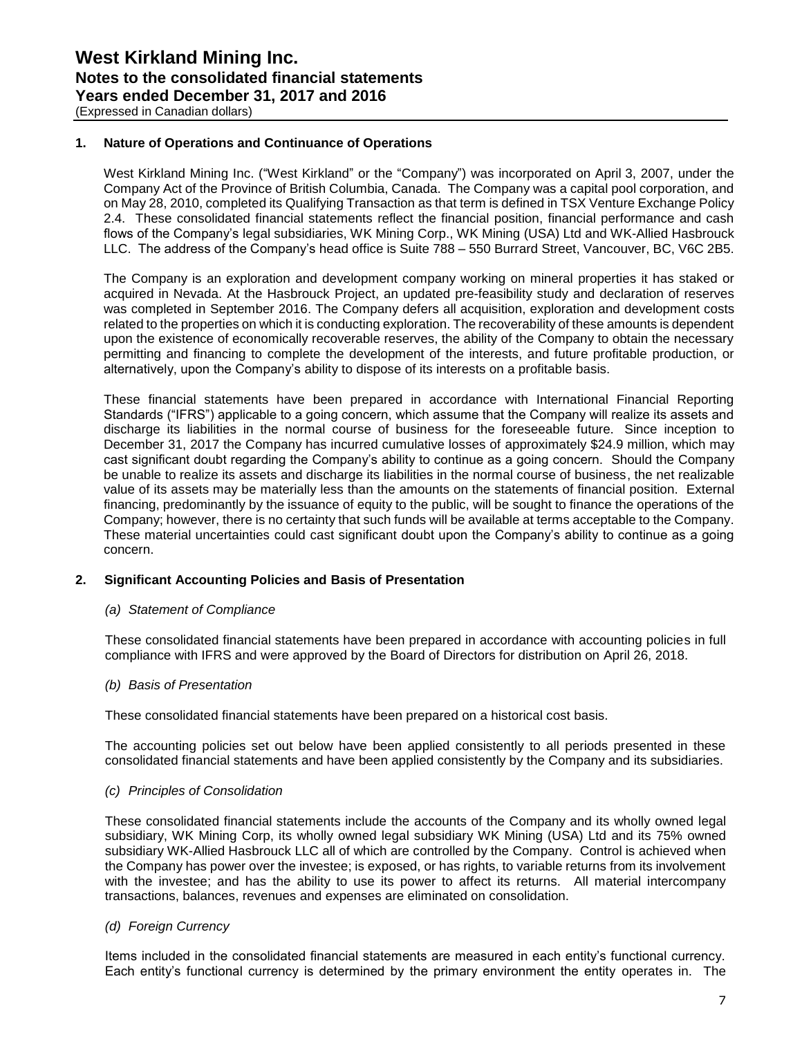# West Kirkland Mining Inc.
## Notes to the consolidated financial statements
## Years ended December 31, 2017 and 2016
(Expressed in Canadian dollars)

### 1. Nature of Operations and Continuance of Operations

West Kirkland Mining Inc. ("West Kirkland" or the "Company") was incorporated on April 3, 2007, under the Company Act of the Province of British Columbia, Canada. The Company was a capital pool corporation, and on May 28, 2010, completed its Qualifying Transaction as that term is defined in TSX Venture Exchange Policy 2.4. These consolidated financial statements reflect the financial position, financial performance and cash flows of the Company's legal subsidiaries, WK Mining Corp., WK Mining (USA) Ltd and WK-Allied Hasbrouck LLC. The address of the Company's head office is Suite 788 – 550 Burrard Street, Vancouver, BC, V6C 2B5.

The Company is an exploration and development company working on mineral properties it has staked or acquired in Nevada. At the Hasbrouck Project, an updated pre-feasibility study and declaration of reserves was completed in September 2016. The Company defers all acquisition, exploration and development costs related to the properties on which it is conducting exploration. The recoverability of these amounts is dependent upon the existence of economically recoverable reserves, the ability of the Company to obtain the necessary permitting and financing to complete the development of the interests, and future profitable production, or alternatively, upon the Company's ability to dispose of its interests on a profitable basis.

These financial statements have been prepared in accordance with International Financial Reporting Standards ("IFRS") applicable to a going concern, which assume that the Company will realize its assets and discharge its liabilities in the normal course of business for the foreseeable future. Since inception to December 31, 2017 the Company has incurred cumulative losses of approximately $24.9 million, which may cast significant doubt regarding the Company's ability to continue as a going concern. Should the Company be unable to realize its assets and discharge its liabilities in the normal course of business, the net realizable value of its assets may be materially less than the amounts on the statements of financial position. External financing, predominantly by the issuance of equity to the public, will be sought to finance the operations of the Company; however, there is no certainty that such funds will be available at terms acceptable to the Company. These material uncertainties could cast significant doubt upon the Company's ability to continue as a going concern.

### 2. Significant Accounting Policies and Basis of Presentation

*(a) Statement of Compliance*

These consolidated financial statements have been prepared in accordance with accounting policies in full compliance with IFRS and were approved by the Board of Directors for distribution on April 26, 2018.

*(b) Basis of Presentation*

These consolidated financial statements have been prepared on a historical cost basis.

The accounting policies set out below have been applied consistently to all periods presented in these consolidated financial statements and have been applied consistently by the Company and its subsidiaries.

*(c) Principles of Consolidation*

These consolidated financial statements include the accounts of the Company and its wholly owned legal subsidiary, WK Mining Corp, its wholly owned legal subsidiary WK Mining (USA) Ltd and its 75% owned subsidiary WK-Allied Hasbrouck LLC all of which are controlled by the Company. Control is achieved when the Company has power over the investee; is exposed, or has rights, to variable returns from its involvement with the investee; and has the ability to use its power to affect its returns. All material intercompany transactions, balances, revenues and expenses are eliminated on consolidation.

*(d) Foreign Currency*

Items included in the consolidated financial statements are measured in each entity's functional currency. Each entity's functional currency is determined by the primary environment the entity operates in. The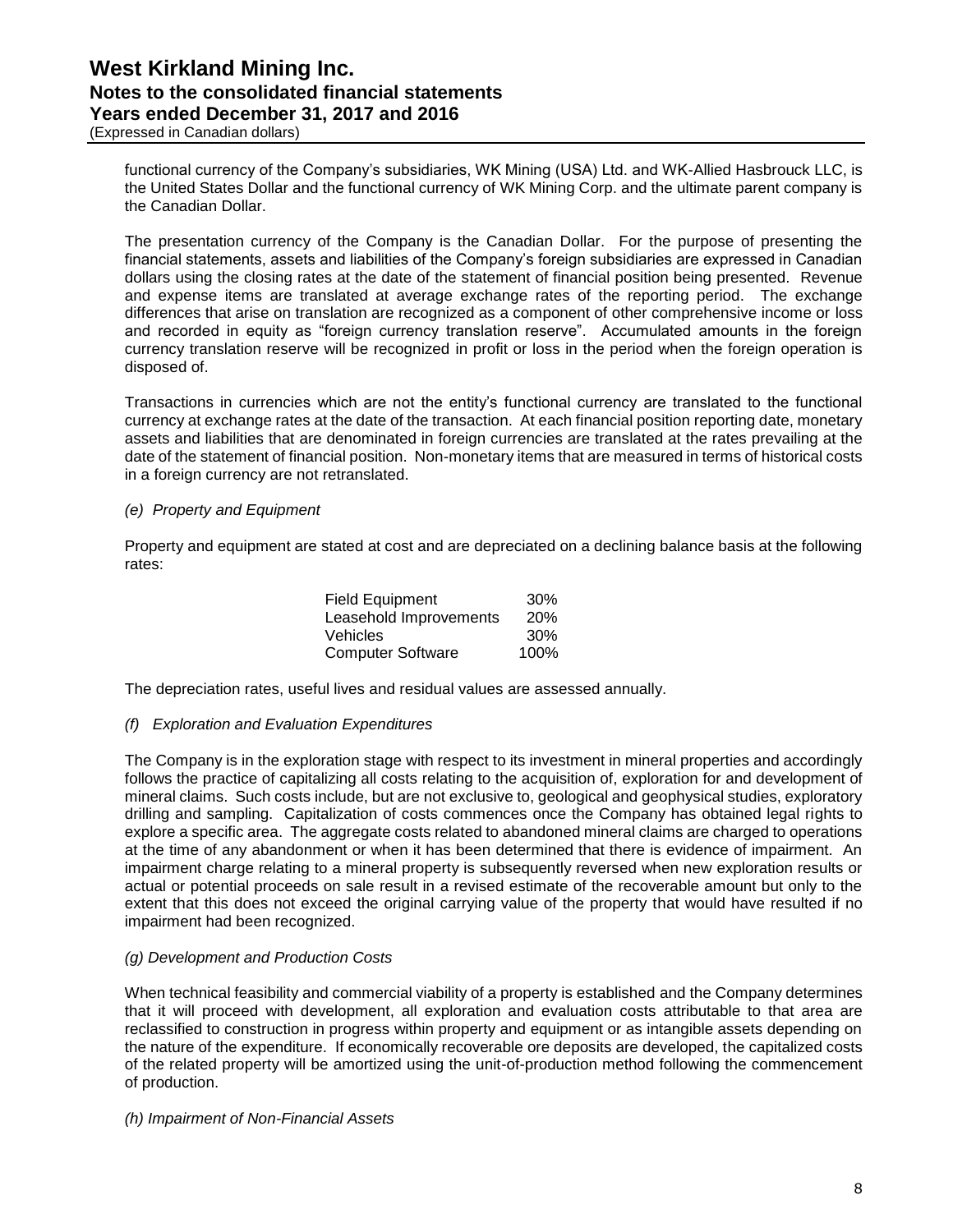functional currency of the Company's subsidiaries, WK Mining (USA) Ltd. and WK-Allied Hasbrouck LLC, is the United States Dollar and the functional currency of WK Mining Corp. and the ultimate parent company is the Canadian Dollar.

The presentation currency of the Company is the Canadian Dollar. For the purpose of presenting the financial statements, assets and liabilities of the Company's foreign subsidiaries are expressed in Canadian dollars using the closing rates at the date of the statement of financial position being presented. Revenue and expense items are translated at average exchange rates of the reporting period. The exchange differences that arise on translation are recognized as a component of other comprehensive income or loss and recorded in equity as "foreign currency translation reserve". Accumulated amounts in the foreign currency translation reserve will be recognized in profit or loss in the period when the foreign operation is disposed of.

Transactions in currencies which are not the entity's functional currency are translated to the functional currency at exchange rates at the date of the transaction. At each financial position reporting date, monetary assets and liabilities that are denominated in foreign currencies are translated at the rates prevailing at the date of the statement of financial position. Non-monetary items that are measured in terms of historical costs in a foreign currency are not retranslated.

*(e) Property and Equipment*

Property and equipment are stated at cost and are depreciated on a declining balance basis at the following rates:

| | |
|---|---|
| Field Equipment | 30% |
| Leasehold Improvements | 20% |
| Vehicles | 30% |
| Computer Software | 100% |

The depreciation rates, useful lives and residual values are assessed annually.

*(f) Exploration and Evaluation Expenditures*

The Company is in the exploration stage with respect to its investment in mineral properties and accordingly follows the practice of capitalizing all costs relating to the acquisition of, exploration for and development of mineral claims. Such costs include, but are not exclusive to, geological and geophysical studies, exploratory drilling and sampling. Capitalization of costs commences once the Company has obtained legal rights to explore a specific area. The aggregate costs related to abandoned mineral claims are charged to operations at the time of any abandonment or when it has been determined that there is evidence of impairment. An impairment charge relating to a mineral property is subsequently reversed when new exploration results or actual or potential proceeds on sale result in a revised estimate of the recoverable amount but only to the extent that this does not exceed the original carrying value of the property that would have resulted if no impairment had been recognized.

*(g) Development and Production Costs*

When technical feasibility and commercial viability of a property is established and the Company determines that it will proceed with development, all exploration and evaluation costs attributable to that area are reclassified to construction in progress within property and equipment or as intangible assets depending on the nature of the expenditure. If economically recoverable ore deposits are developed, the capitalized costs of the related property will be amortized using the unit-of-production method following the commencement of production.

*(h) Impairment of Non-Financial Assets*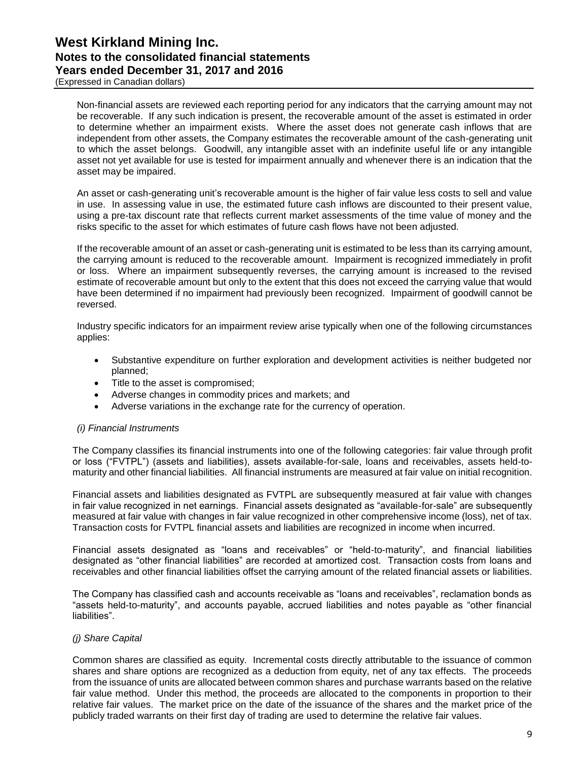Non-financial assets are reviewed each reporting period for any indicators that the carrying amount may not be recoverable. If any such indication is present, the recoverable amount of the asset is estimated in order to determine whether an impairment exists. Where the asset does not generate cash inflows that are independent from other assets, the Company estimates the recoverable amount of the cash-generating unit to which the asset belongs. Goodwill, any intangible asset with an indefinite useful life or any intangible asset not yet available for use is tested for impairment annually and whenever there is an indication that the asset may be impaired.

An asset or cash-generating unit's recoverable amount is the higher of fair value less costs to sell and value in use. In assessing value in use, the estimated future cash inflows are discounted to their present value, using a pre-tax discount rate that reflects current market assessments of the time value of money and the risks specific to the asset for which estimates of future cash flows have not been adjusted.

If the recoverable amount of an asset or cash-generating unit is estimated to be less than its carrying amount, the carrying amount is reduced to the recoverable amount. Impairment is recognized immediately in profit or loss. Where an impairment subsequently reverses, the carrying amount is increased to the revised estimate of recoverable amount but only to the extent that this does not exceed the carrying value that would have been determined if no impairment had previously been recognized. Impairment of goodwill cannot be reversed.

Industry specific indicators for an impairment review arise typically when one of the following circumstances applies:

- Substantive expenditure on further exploration and development activities is neither budgeted nor planned;
- Title to the asset is compromised;
- Adverse changes in commodity prices and markets; and
- Adverse variations in the exchange rate for the currency of operation.

*(i) Financial Instruments*

The Company classifies its financial instruments into one of the following categories: fair value through profit or loss ("FVTPL") (assets and liabilities), assets available-for-sale, loans and receivables, assets held-to-maturity and other financial liabilities. All financial instruments are measured at fair value on initial recognition.

Financial assets and liabilities designated as FVTPL are subsequently measured at fair value with changes in fair value recognized in net earnings. Financial assets designated as "available-for-sale" are subsequently measured at fair value with changes in fair value recognized in other comprehensive income (loss), net of tax. Transaction costs for FVTPL financial assets and liabilities are recognized in income when incurred.

Financial assets designated as "loans and receivables" or "held-to-maturity", and financial liabilities designated as "other financial liabilities" are recorded at amortized cost. Transaction costs from loans and receivables and other financial liabilities offset the carrying amount of the related financial assets or liabilities.

The Company has classified cash and accounts receivable as "loans and receivables", reclamation bonds as "assets held-to-maturity", and accounts payable, accrued liabilities and notes payable as "other financial liabilities".

*(j) Share Capital*

Common shares are classified as equity. Incremental costs directly attributable to the issuance of common shares and share options are recognized as a deduction from equity, net of any tax effects. The proceeds from the issuance of units are allocated between common shares and purchase warrants based on the relative fair value method. Under this method, the proceeds are allocated to the components in proportion to their relative fair values. The market price on the date of the issuance of the shares and the market price of the publicly traded warrants on their first day of trading are used to determine the relative fair values.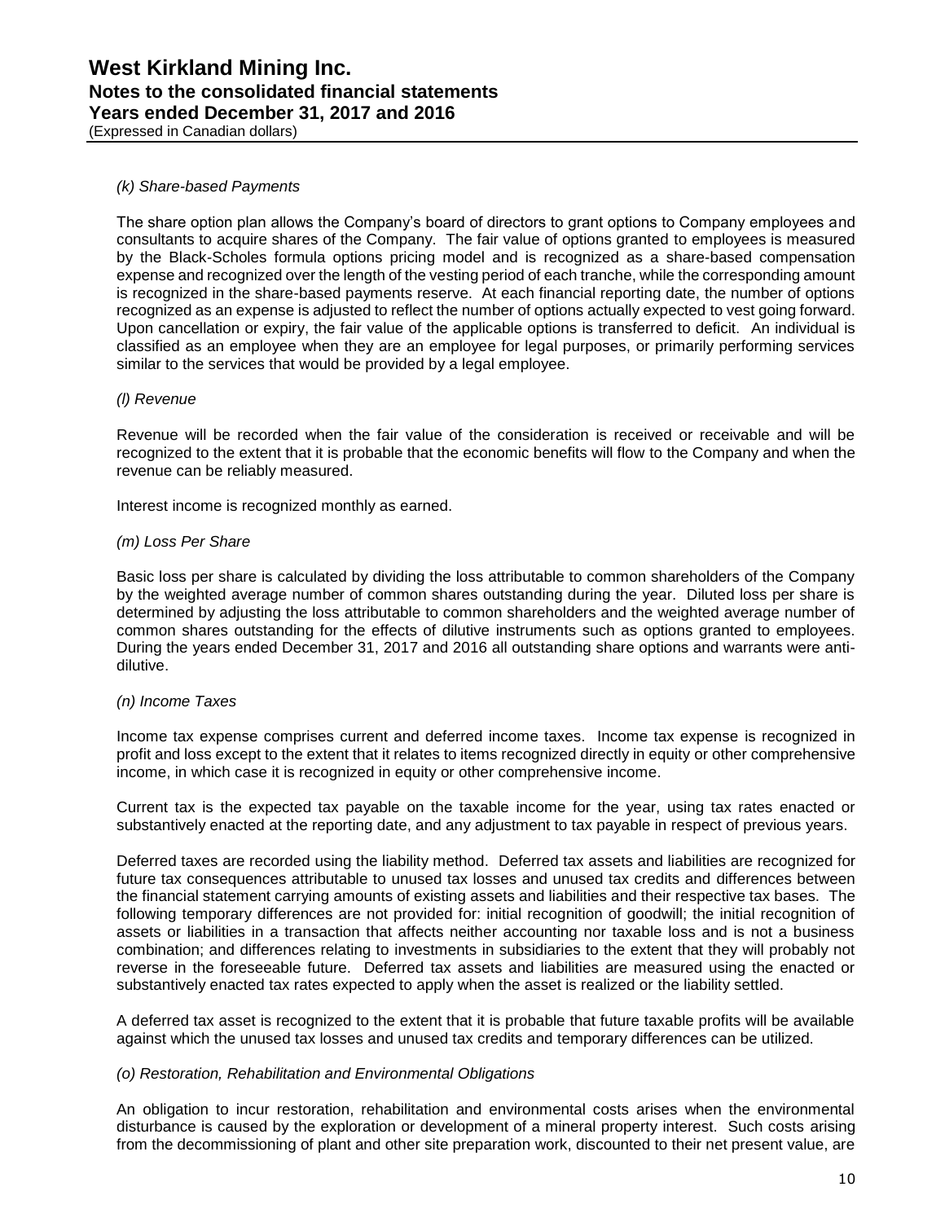*(k) Share-based Payments*

The share option plan allows the Company's board of directors to grant options to Company employees and consultants to acquire shares of the Company. The fair value of options granted to employees is measured by the Black-Scholes formula options pricing model and is recognized as a share-based compensation expense and recognized over the length of the vesting period of each tranche, while the corresponding amount is recognized in the share-based payments reserve. At each financial reporting date, the number of options recognized as an expense is adjusted to reflect the number of options actually expected to vest going forward. Upon cancellation or expiry, the fair value of the applicable options is transferred to deficit. An individual is classified as an employee when they are an employee for legal purposes, or primarily performing services similar to the services that would be provided by a legal employee.

*(l) Revenue*

Revenue will be recorded when the fair value of the consideration is received or receivable and will be recognized to the extent that it is probable that the economic benefits will flow to the Company and when the revenue can be reliably measured.

Interest income is recognized monthly as earned.

*(m) Loss Per Share*

Basic loss per share is calculated by dividing the loss attributable to common shareholders of the Company by the weighted average number of common shares outstanding during the year. Diluted loss per share is determined by adjusting the loss attributable to common shareholders and the weighted average number of common shares outstanding for the effects of dilutive instruments such as options granted to employees. During the years ended December 31, 2017 and 2016 all outstanding share options and warrants were anti-dilutive.

*(n) Income Taxes*

Income tax expense comprises current and deferred income taxes. Income tax expense is recognized in profit and loss except to the extent that it relates to items recognized directly in equity or other comprehensive income, in which case it is recognized in equity or other comprehensive income.

Current tax is the expected tax payable on the taxable income for the year, using tax rates enacted or substantively enacted at the reporting date, and any adjustment to tax payable in respect of previous years.

Deferred taxes are recorded using the liability method. Deferred tax assets and liabilities are recognized for future tax consequences attributable to unused tax losses and unused tax credits and differences between the financial statement carrying amounts of existing assets and liabilities and their respective tax bases. The following temporary differences are not provided for: initial recognition of goodwill; the initial recognition of assets or liabilities in a transaction that affects neither accounting nor taxable loss and is not a business combination; and differences relating to investments in subsidiaries to the extent that they will probably not reverse in the foreseeable future. Deferred tax assets and liabilities are measured using the enacted or substantively enacted tax rates expected to apply when the asset is realized or the liability settled.

A deferred tax asset is recognized to the extent that it is probable that future taxable profits will be available against which the unused tax losses and unused tax credits and temporary differences can be utilized.

*(o) Restoration, Rehabilitation and Environmental Obligations*

An obligation to incur restoration, rehabilitation and environmental costs arises when the environmental disturbance is caused by the exploration or development of a mineral property interest. Such costs arising from the decommissioning of plant and other site preparation work, discounted to their net present value, are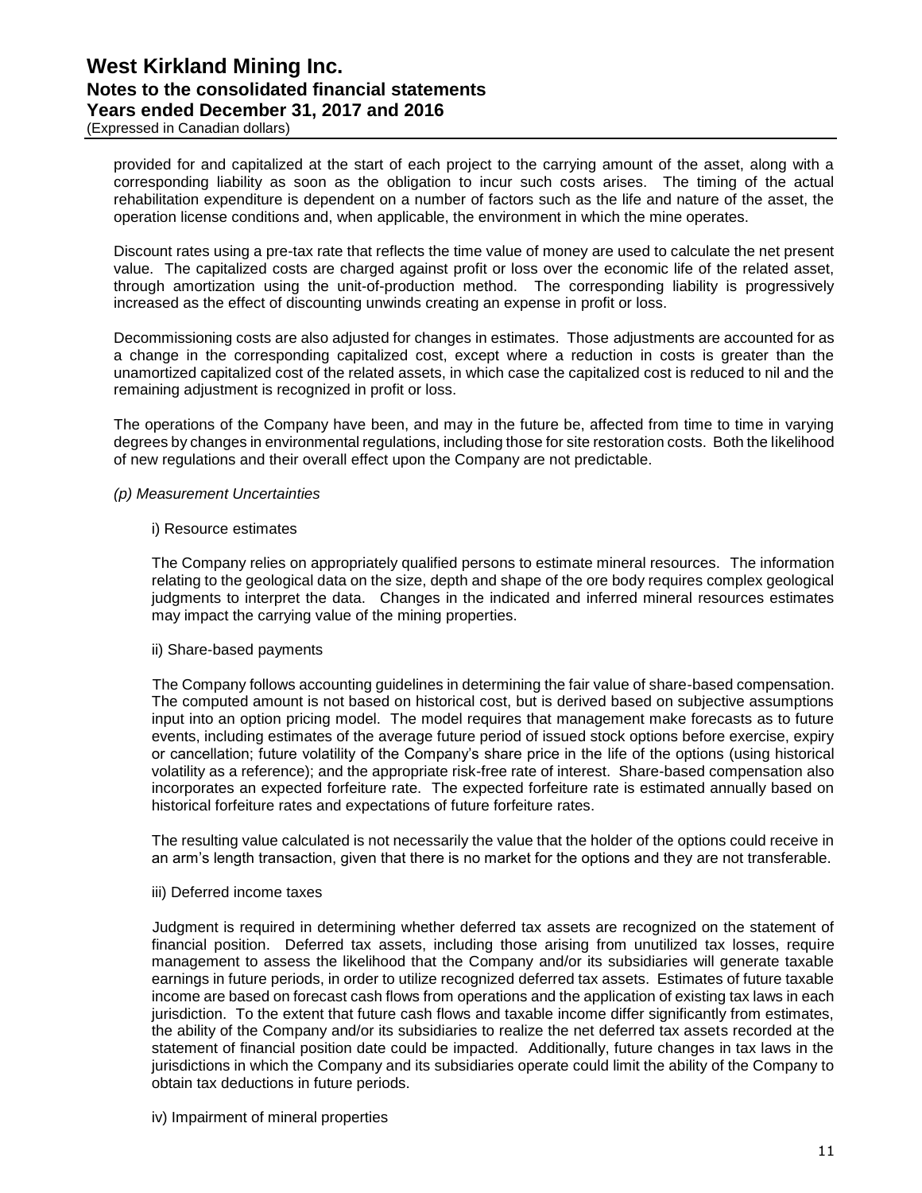provided for and capitalized at the start of each project to the carrying amount of the asset, along with a corresponding liability as soon as the obligation to incur such costs arises. The timing of the actual rehabilitation expenditure is dependent on a number of factors such as the life and nature of the asset, the operation license conditions and, when applicable, the environment in which the mine operates.

Discount rates using a pre-tax rate that reflects the time value of money are used to calculate the net present value. The capitalized costs are charged against profit or loss over the economic life of the related asset, through amortization using the unit-of-production method. The corresponding liability is progressively increased as the effect of discounting unwinds creating an expense in profit or loss.

Decommissioning costs are also adjusted for changes in estimates. Those adjustments are accounted for as a change in the corresponding capitalized cost, except where a reduction in costs is greater than the unamortized capitalized cost of the related assets, in which case the capitalized cost is reduced to nil and the remaining adjustment is recognized in profit or loss.

The operations of the Company have been, and may in the future be, affected from time to time in varying degrees by changes in environmental regulations, including those for site restoration costs. Both the likelihood of new regulations and their overall effect upon the Company are not predictable.

*(p) Measurement Uncertainties*

i) Resource estimates

The Company relies on appropriately qualified persons to estimate mineral resources. The information relating to the geological data on the size, depth and shape of the ore body requires complex geological judgments to interpret the data. Changes in the indicated and inferred mineral resources estimates may impact the carrying value of the mining properties.

ii) Share-based payments

The Company follows accounting guidelines in determining the fair value of share-based compensation. The computed amount is not based on historical cost, but is derived based on subjective assumptions input into an option pricing model. The model requires that management make forecasts as to future events, including estimates of the average future period of issued stock options before exercise, expiry or cancellation; future volatility of the Company's share price in the life of the options (using historical volatility as a reference); and the appropriate risk-free rate of interest. Share-based compensation also incorporates an expected forfeiture rate. The expected forfeiture rate is estimated annually based on historical forfeiture rates and expectations of future forfeiture rates.

The resulting value calculated is not necessarily the value that the holder of the options could receive in an arm's length transaction, given that there is no market for the options and they are not transferable.

iii) Deferred income taxes

Judgment is required in determining whether deferred tax assets are recognized on the statement of financial position. Deferred tax assets, including those arising from unutilized tax losses, require management to assess the likelihood that the Company and/or its subsidiaries will generate taxable earnings in future periods, in order to utilize recognized deferred tax assets. Estimates of future taxable income are based on forecast cash flows from operations and the application of existing tax laws in each jurisdiction. To the extent that future cash flows and taxable income differ significantly from estimates, the ability of the Company and/or its subsidiaries to realize the net deferred tax assets recorded at the statement of financial position date could be impacted. Additionally, future changes in tax laws in the jurisdictions in which the Company and its subsidiaries operate could limit the ability of the Company to obtain tax deductions in future periods.

iv) Impairment of mineral properties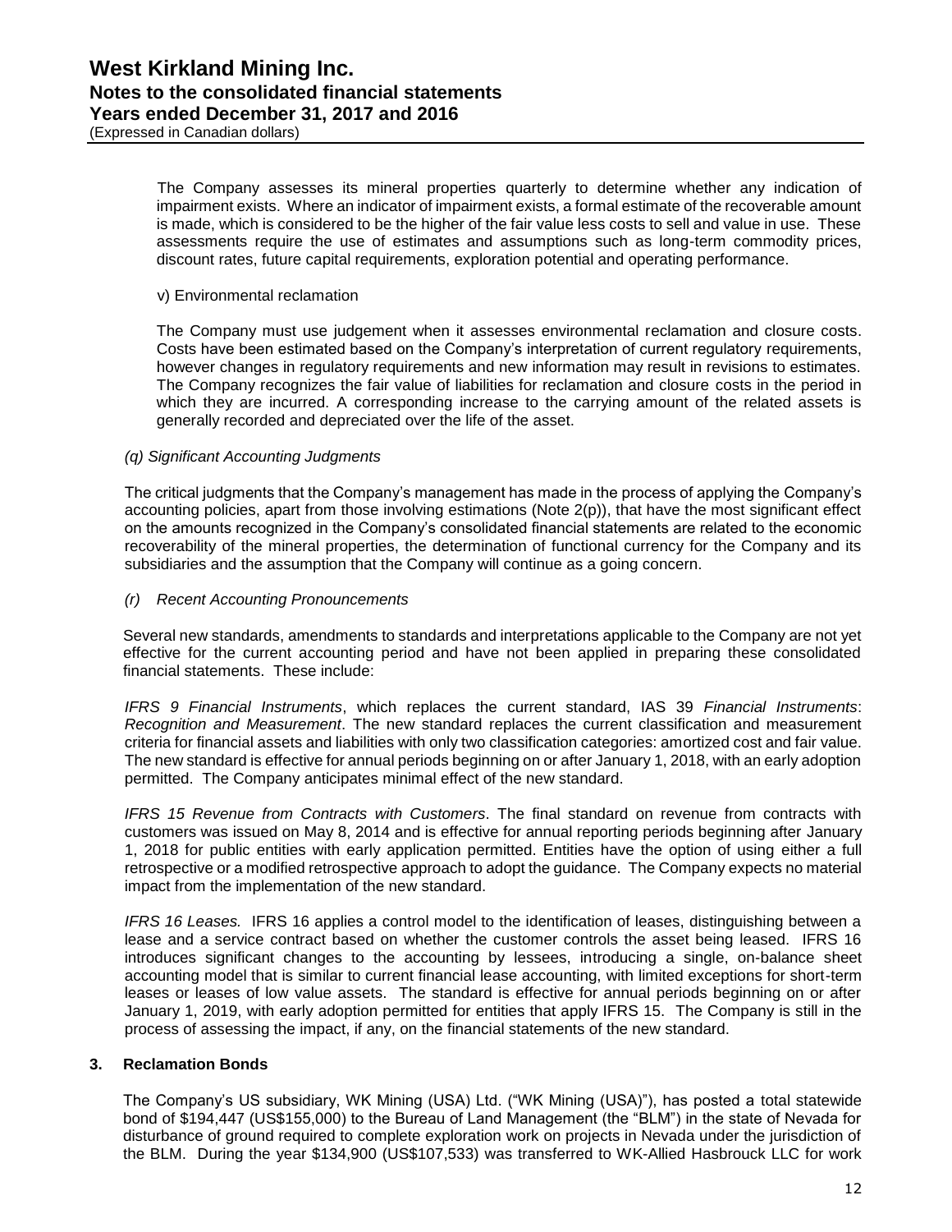The Company assesses its mineral properties quarterly to determine whether any indication of impairment exists. Where an indicator of impairment exists, a formal estimate of the recoverable amount is made, which is considered to be the higher of the fair value less costs to sell and value in use. These assessments require the use of estimates and assumptions such as long-term commodity prices, discount rates, future capital requirements, exploration potential and operating performance.

v) Environmental reclamation

The Company must use judgement when it assesses environmental reclamation and closure costs. Costs have been estimated based on the Company's interpretation of current regulatory requirements, however changes in regulatory requirements and new information may result in revisions to estimates. The Company recognizes the fair value of liabilities for reclamation and closure costs in the period in which they are incurred. A corresponding increase to the carrying amount of the related assets is generally recorded and depreciated over the life of the asset.

*(q) Significant Accounting Judgments*

The critical judgments that the Company's management has made in the process of applying the Company's accounting policies, apart from those involving estimations (Note 2(p)), that have the most significant effect on the amounts recognized in the Company's consolidated financial statements are related to the economic recoverability of the mineral properties, the determination of functional currency for the Company and its subsidiaries and the assumption that the Company will continue as a going concern.

*(r) Recent Accounting Pronouncements*

Several new standards, amendments to standards and interpretations applicable to the Company are not yet effective for the current accounting period and have not been applied in preparing these consolidated financial statements. These include:

*IFRS 9 Financial Instruments*, which replaces the current standard, IAS 39 *Financial Instruments*: *Recognition and Measurement*. The new standard replaces the current classification and measurement criteria for financial assets and liabilities with only two classification categories: amortized cost and fair value. The new standard is effective for annual periods beginning on or after January 1, 2018, with an early adoption permitted. The Company anticipates minimal effect of the new standard.

*IFRS 15 Revenue from Contracts with Customers*. The final standard on revenue from contracts with customers was issued on May 8, 2014 and is effective for annual reporting periods beginning after January 1, 2018 for public entities with early application permitted. Entities have the option of using either a full retrospective or a modified retrospective approach to adopt the guidance. The Company expects no material impact from the implementation of the new standard.

*IFRS 16 Leases.* IFRS 16 applies a control model to the identification of leases, distinguishing between a lease and a service contract based on whether the customer controls the asset being leased. IFRS 16 introduces significant changes to the accounting by lessees, introducing a single, on-balance sheet accounting model that is similar to current financial lease accounting, with limited exceptions for short-term leases or leases of low value assets. The standard is effective for annual periods beginning on or after January 1, 2019, with early adoption permitted for entities that apply IFRS 15. The Company is still in the process of assessing the impact, if any, on the financial statements of the new standard.

## 3. Reclamation Bonds

The Company's US subsidiary, WK Mining (USA) Ltd. ("WK Mining (USA)"), has posted a total statewide bond of $194,447 (US$155,000) to the Bureau of Land Management (the "BLM") in the state of Nevada for disturbance of ground required to complete exploration work on projects in Nevada under the jurisdiction of the BLM. During the year $134,900 (US$107,533) was transferred to WK-Allied Hasbrouck LLC for work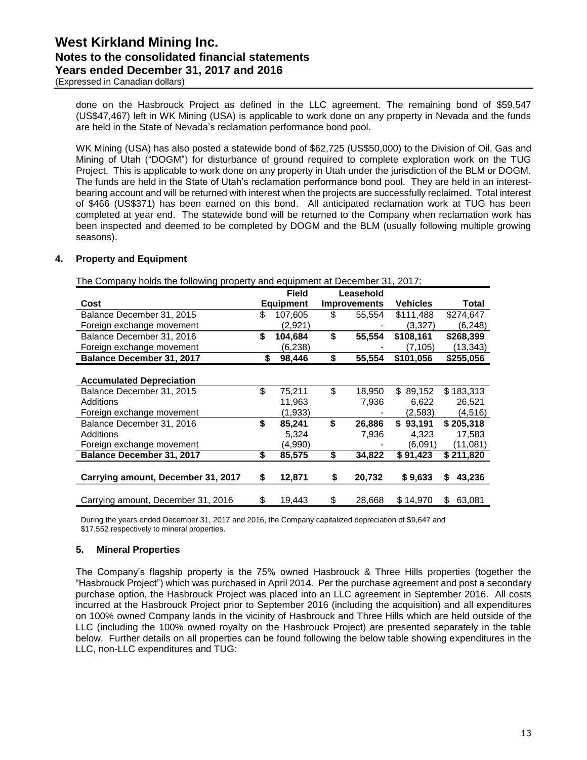done on the Hasbrouck Project as defined in the LLC agreement. The remaining bond of $59,547 (US$47,467) left in WK Mining (USA) is applicable to work done on any property in Nevada and the funds are held in the State of Nevada's reclamation performance bond pool.

WK Mining (USA) has also posted a statewide bond of $62,725 (US$50,000) to the Division of Oil, Gas and Mining of Utah ("DOGM") for disturbance of ground required to complete exploration work on the TUG Project. This is applicable to work done on any property in Utah under the jurisdiction of the BLM or DOGM. The funds are held in the State of Utah's reclamation performance bond pool. They are held in an interest-bearing account and will be returned with interest when the projects are successfully reclaimed. Total interest of $466 (US$371) has been earned on this bond. All anticipated reclamation work at TUG has been completed at year end. The statewide bond will be returned to the Company when reclamation work has been inspected and deemed to be completed by DOGM and the BLM (usually following multiple growing seasons).

## 4. Property and Equipment

The Company holds the following property and equipment at December 31, 2017:

| Cost | Field Equipment | Leasehold Improvements | Vehicles | Total |
|---|---|---|---|---|
| Balance December 31, 2015 | $ 107,605 | $ 55,554 | $111,488 | $274,647 |
| Foreign exchange movement | (2,921) | - | (3,327) | (6,248) |
| **Balance December 31, 2016** | **$ 104,684** | **$ 55,554** | **$108,161** | **$268,399** |
| Foreign exchange movement | (6,238) | - | (7,105) | (13,343) |
| **Balance December 31, 2017** | **$ 98,446** | **$ 55,554** | **$101,056** | **$255,056** |
| | | | | |
| **Accumulated Depreciation** | | | | |
| Balance December 31, 2015 | $ 75,211 | $ 18,950 | $ 89,152 | $ 183,313 |
| Additions | 11,963 | 7,936 | 6,622 | 26,521 |
| Foreign exchange movement | (1,933) | - | (2,583) | (4,516) |
| **Balance December 31, 2016** | **$ 85,241** | **$ 26,886** | **$ 93,191** | **$ 205,318** |
| Additions | 5,324 | 7,936 | 4,323 | 17,583 |
| Foreign exchange movement | (4,990) | - | (6,091) | (11,081) |
| **Balance December 31, 2017** | **$ 85,575** | **$ 34,822** | **$ 91,423** | **$ 211,820** |
| | | | | |
| **Carrying amount, December 31, 2017** | **$ 12,871** | **$ 20,732** | **$ 9,633** | **$ 43,236** |
| | | | | |
| Carrying amount, December 31, 2016 | $ 19,443 | $ 28,668 | $ 14,970 | $ 63,081 |

During the years ended December 31, 2017 and 2016, the Company capitalized depreciation of $9,647 and $17,552 respectively to mineral properties.

## 5. Mineral Properties

The Company's flagship property is the 75% owned Hasbrouck & Three Hills properties (together the "Hasbrouck Project") which was purchased in April 2014. Per the purchase agreement and post a secondary purchase option, the Hasbrouck Project was placed into an LLC agreement in September 2016. All costs incurred at the Hasbrouck Project prior to September 2016 (including the acquisition) and all expenditures on 100% owned Company lands in the vicinity of Hasbrouck and Three Hills which are held outside of the LLC (including the 100% owned royalty on the Hasbrouck Project) are presented separately in the table below. Further details on all properties can be found following the below table showing expenditures in the LLC, non-LLC expenditures and TUG: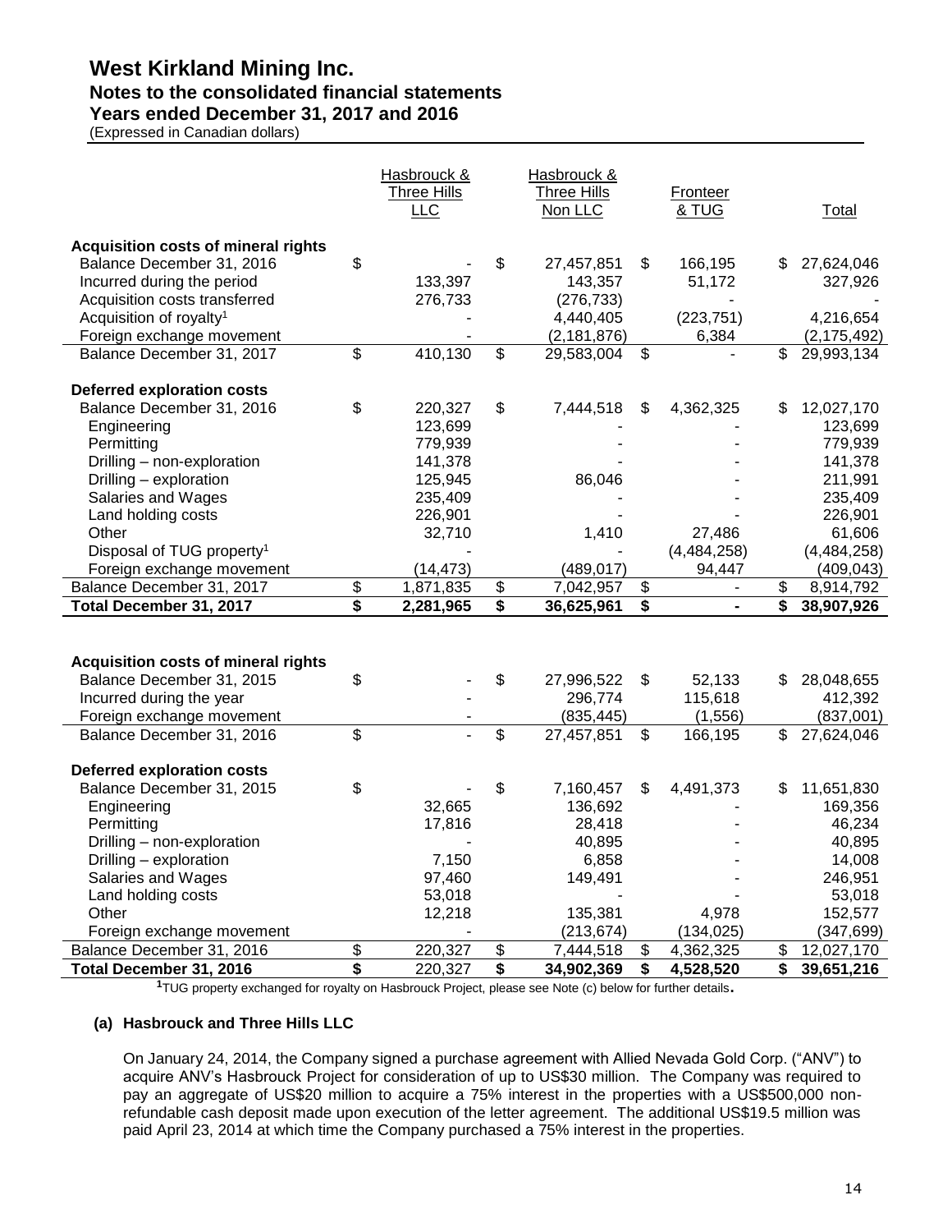# West Kirkland Mining Inc.
## Notes to the consolidated financial statements
### Years ended December 31, 2017 and 2016
(Expressed in Canadian dollars)

| | Hasbrouck & Three Hills LLC | Hasbrouck & Three Hills Non LLC | Fronteer & TUG | Total |
|---|---|---|---|---|
| **Acquisition costs of mineral rights** | | | | |
| Balance December 31, 2016 | $ - | $ 27,457,851 | $ 166,195 | $ 27,624,046 |
| Incurred during the period | 133,397 | 143,357 | 51,172 | 327,926 |
| Acquisition costs transferred | 276,733 | (276,733) | - | - |
| Acquisition of royalty[1] | - | 4,440,405 | (223,751) | 4,216,654 |
| Foreign exchange movement | - | (2,181,876) | 6,384 | (2,175,492) |
| Balance December 31, 2017 | $ 410,130 | $ 29,583,004 | $ - | $ 29,993,134 |
| **Deferred exploration costs** | | | | |
| Balance December 31, 2016 | $ 220,327 | $ 7,444,518 | $ 4,362,325 | $ 12,027,170 |
| Engineering | 123,699 | - | - | 123,699 |
| Permitting | 779,939 | - | - | 779,939 |
| Drilling – non-exploration | 141,378 | - | - | 141,378 |
| Drilling – exploration | 125,945 | 86,046 | - | 211,991 |
| Salaries and Wages | 235,409 | - | - | 235,409 |
| Land holding costs | 226,901 | - | - | 226,901 |
| Other | 32,710 | 1,410 | 27,486 | 61,606 |
| Disposal of TUG property[1] | - | - | (4,484,258) | (4,484,258) |
| Foreign exchange movement | (14,473) | (489,017) | 94,447 | (409,043) |
| Balance December 31, 2017 | $ 1,871,835 | $ 7,042,957 | $ - | $ 8,914,792 |
| **Total December 31, 2017** | **$ 2,281,965** | **$ 36,625,961** | **$ -** | **$ 38,907,926** |

| | Hasbrouck & Three Hills LLC | Hasbrouck & Three Hills Non LLC | Fronteer & TUG | Total |
|---|---|---|---|---|
| **Acquisition costs of mineral rights** | | | | |
| Balance December 31, 2015 | $ - | $ 27,996,522 | $ 52,133 | $ 28,048,655 |
| Incurred during the year | - | 296,774 | 115,618 | 412,392 |
| Foreign exchange movement | - | (835,445) | (1,556) | (837,001) |
| Balance December 31, 2016 | $ - | $ 27,457,851 | $ 166,195 | $ 27,624,046 |
| **Deferred exploration costs** | | | | |
| Balance December 31, 2015 | $ - | $ 7,160,457 | $ 4,491,373 | $ 11,651,830 |
| Engineering | 32,665 | 136,692 | - | 169,356 |
| Permitting | 17,816 | 28,418 | - | 46,234 |
| Drilling – non-exploration | - | 40,895 | - | 40,895 |
| Drilling – exploration | 7,150 | 6,858 | - | 14,008 |
| Salaries and Wages | 97,460 | 149,491 | - | 246,951 |
| Land holding costs | 53,018 | - | - | 53,018 |
| Other | 12,218 | 135,381 | 4,978 | 152,577 |
| Foreign exchange movement | - | (213,674) | (134,025) | (347,699) |
| Balance December 31, 2016 | $ 220,327 | $ 7,444,518 | $ 4,362,325 | $ 12,027,170 |
| **Total December 31, 2016** | **$ 220,327** | **$ 34,902,369** | **$ 4,528,520** | **$ 39,651,216** |

[1]TUG property exchanged for royalty on Hasbrouck Project, please see Note (c) below for further details.

**(a) Hasbrouck and Three Hills LLC**

On January 24, 2014, the Company signed a purchase agreement with Allied Nevada Gold Corp. ("ANV") to acquire ANV's Hasbrouck Project for consideration of up to US$30 million. The Company was required to pay an aggregate of US$20 million to acquire a 75% interest in the properties with a US$500,000 non-refundable cash deposit made upon execution of the letter agreement. The additional US$19.5 million was paid April 23, 2014 at which time the Company purchased a 75% interest in the properties.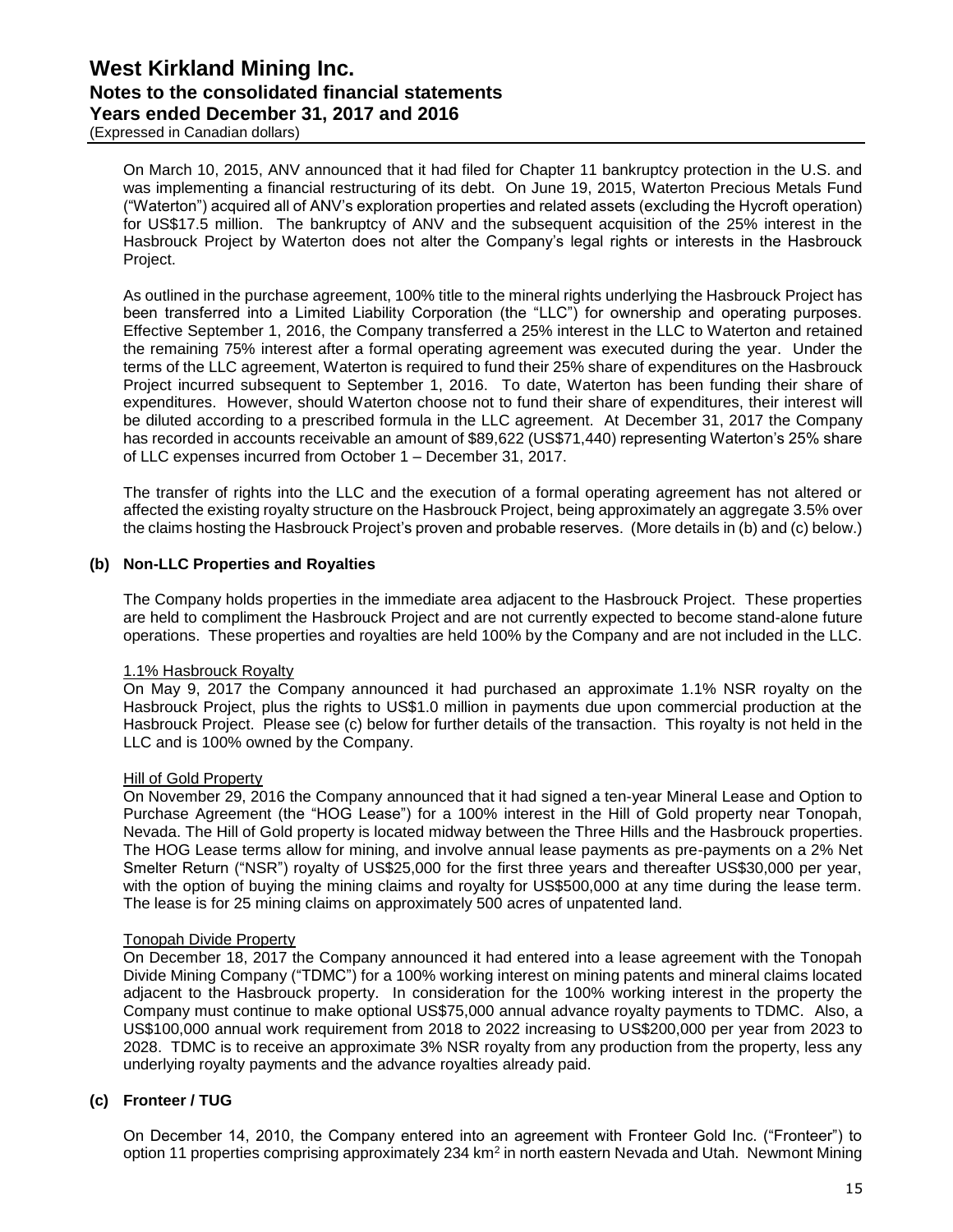On March 10, 2015, ANV announced that it had filed for Chapter 11 bankruptcy protection in the U.S. and was implementing a financial restructuring of its debt. On June 19, 2015, Waterton Precious Metals Fund ("Waterton") acquired all of ANV's exploration properties and related assets (excluding the Hycroft operation) for US$17.5 million. The bankruptcy of ANV and the subsequent acquisition of the 25% interest in the Hasbrouck Project by Waterton does not alter the Company's legal rights or interests in the Hasbrouck Project.

As outlined in the purchase agreement, 100% title to the mineral rights underlying the Hasbrouck Project has been transferred into a Limited Liability Corporation (the "LLC") for ownership and operating purposes. Effective September 1, 2016, the Company transferred a 25% interest in the LLC to Waterton and retained the remaining 75% interest after a formal operating agreement was executed during the year. Under the terms of the LLC agreement, Waterton is required to fund their 25% share of expenditures on the Hasbrouck Project incurred subsequent to September 1, 2016. To date, Waterton has been funding their share of expenditures. However, should Waterton choose not to fund their share of expenditures, their interest will be diluted according to a prescribed formula in the LLC agreement. At December 31, 2017 the Company has recorded in accounts receivable an amount of $89,622 (US$71,440) representing Waterton's 25% share of LLC expenses incurred from October 1 – December 31, 2017.

The transfer of rights into the LLC and the execution of a formal operating agreement has not altered or affected the existing royalty structure on the Hasbrouck Project, being approximately an aggregate 3.5% over the claims hosting the Hasbrouck Project's proven and probable reserves. (More details in (b) and (c) below.)

### (b) Non-LLC Properties and Royalties

The Company holds properties in the immediate area adjacent to the Hasbrouck Project. These properties are held to compliment the Hasbrouck Project and are not currently expected to become stand-alone future operations. These properties and royalties are held 100% by the Company and are not included in the LLC.

1.1% Hasbrouck Royalty

On May 9, 2017 the Company announced it had purchased an approximate 1.1% NSR royalty on the Hasbrouck Project, plus the rights to US$1.0 million in payments due upon commercial production at the Hasbrouck Project. Please see (c) below for further details of the transaction. This royalty is not held in the LLC and is 100% owned by the Company.

Hill of Gold Property

On November 29, 2016 the Company announced that it had signed a ten-year Mineral Lease and Option to Purchase Agreement (the "HOG Lease") for a 100% interest in the Hill of Gold property near Tonopah, Nevada. The Hill of Gold property is located midway between the Three Hills and the Hasbrouck properties. The HOG Lease terms allow for mining, and involve annual lease payments as pre-payments on a 2% Net Smelter Return ("NSR") royalty of US$25,000 for the first three years and thereafter US$30,000 per year, with the option of buying the mining claims and royalty for US$500,000 at any time during the lease term. The lease is for 25 mining claims on approximately 500 acres of unpatented land.

Tonopah Divide Property

On December 18, 2017 the Company announced it had entered into a lease agreement with the Tonopah Divide Mining Company ("TDMC") for a 100% working interest on mining patents and mineral claims located adjacent to the Hasbrouck property. In consideration for the 100% working interest in the property the Company must continue to make optional US$75,000 annual advance royalty payments to TDMC. Also, a US$100,000 annual work requirement from 2018 to 2022 increasing to US$200,000 per year from 2023 to 2028. TDMC is to receive an approximate 3% NSR royalty from any production from the property, less any underlying royalty payments and the advance royalties already paid.

### (c) Fronteer / TUG

On December 14, 2010, the Company entered into an agreement with Fronteer Gold Inc. ("Fronteer") to option 11 properties comprising approximately 234 km$^2$ in north eastern Nevada and Utah. Newmont Mining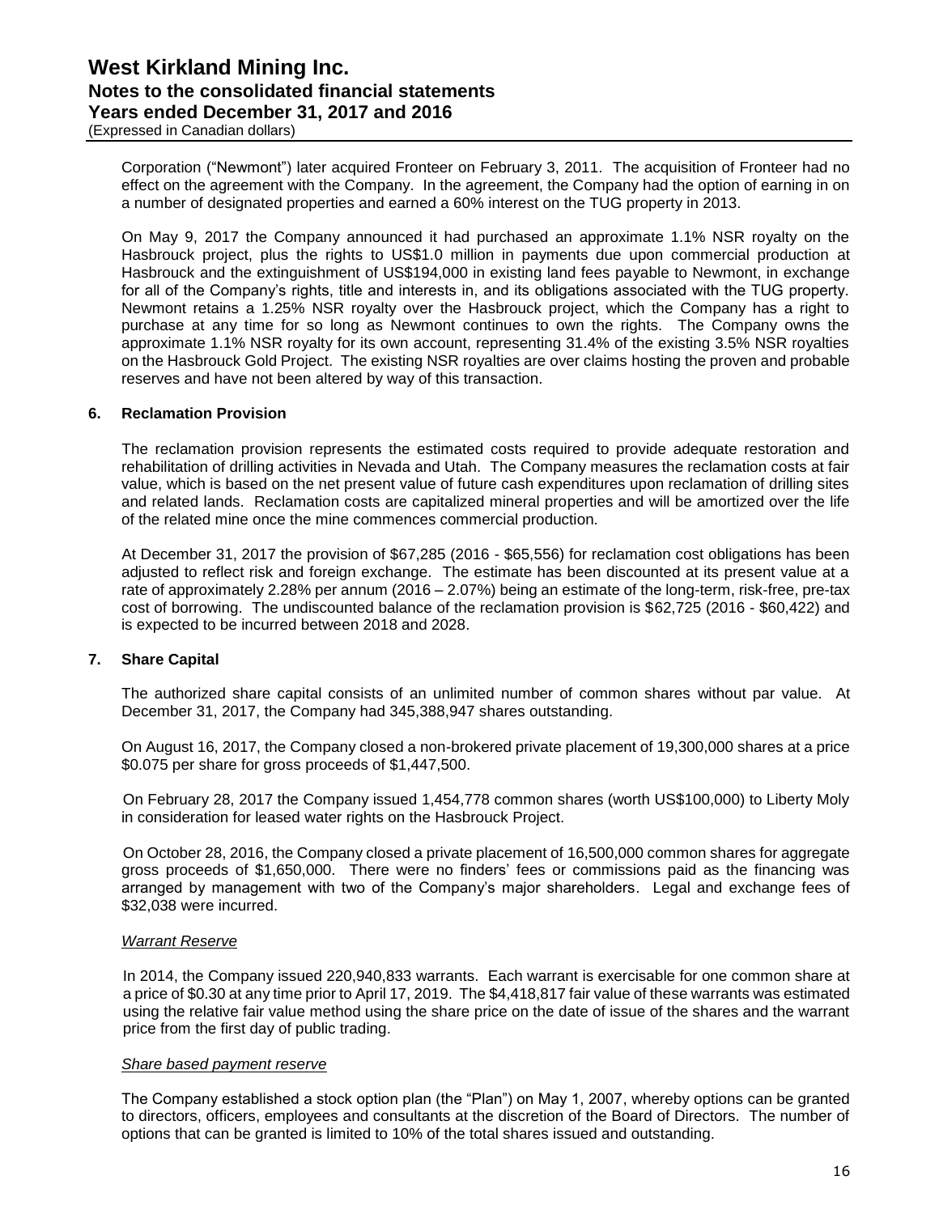Corporation ("Newmont") later acquired Fronteer on February 3, 2011. The acquisition of Fronteer had no effect on the agreement with the Company. In the agreement, the Company had the option of earning in on a number of designated properties and earned a 60% interest on the TUG property in 2013.

On May 9, 2017 the Company announced it had purchased an approximate 1.1% NSR royalty on the Hasbrouck project, plus the rights to US$1.0 million in payments due upon commercial production at Hasbrouck and the extinguishment of US$194,000 in existing land fees payable to Newmont, in exchange for all of the Company's rights, title and interests in, and its obligations associated with the TUG property. Newmont retains a 1.25% NSR royalty over the Hasbrouck project, which the Company has a right to purchase at any time for so long as Newmont continues to own the rights. The Company owns the approximate 1.1% NSR royalty for its own account, representing 31.4% of the existing 3.5% NSR royalties on the Hasbrouck Gold Project. The existing NSR royalties are over claims hosting the proven and probable reserves and have not been altered by way of this transaction.

## 6. Reclamation Provision

The reclamation provision represents the estimated costs required to provide adequate restoration and rehabilitation of drilling activities in Nevada and Utah. The Company measures the reclamation costs at fair value, which is based on the net present value of future cash expenditures upon reclamation of drilling sites and related lands. Reclamation costs are capitalized mineral properties and will be amortized over the life of the related mine once the mine commences commercial production.

At December 31, 2017 the provision of $67,285 (2016 - $65,556) for reclamation cost obligations has been adjusted to reflect risk and foreign exchange. The estimate has been discounted at its present value at a rate of approximately 2.28% per annum (2016 – 2.07%) being an estimate of the long-term, risk-free, pre-tax cost of borrowing. The undiscounted balance of the reclamation provision is $62,725 (2016 - $60,422) and is expected to be incurred between 2018 and 2028.

## 7. Share Capital

The authorized share capital consists of an unlimited number of common shares without par value. At December 31, 2017, the Company had 345,388,947 shares outstanding.

On August 16, 2017, the Company closed a non-brokered private placement of 19,300,000 shares at a price $0.075 per share for gross proceeds of $1,447,500.

On February 28, 2017 the Company issued 1,454,778 common shares (worth US$100,000) to Liberty Moly in consideration for leased water rights on the Hasbrouck Project.

On October 28, 2016, the Company closed a private placement of 16,500,000 common shares for aggregate gross proceeds of $1,650,000. There were no finders' fees or commissions paid as the financing was arranged by management with two of the Company's major shareholders. Legal and exchange fees of $32,038 were incurred.

### *Warrant Reserve*

In 2014, the Company issued 220,940,833 warrants. Each warrant is exercisable for one common share at a price of $0.30 at any time prior to April 17, 2019. The $4,418,817 fair value of these warrants was estimated using the relative fair value method using the share price on the date of issue of the shares and the warrant price from the first day of public trading.

### *Share based payment reserve*

The Company established a stock option plan (the "Plan") on May 1, 2007, whereby options can be granted to directors, officers, employees and consultants at the discretion of the Board of Directors. The number of options that can be granted is limited to 10% of the total shares issued and outstanding.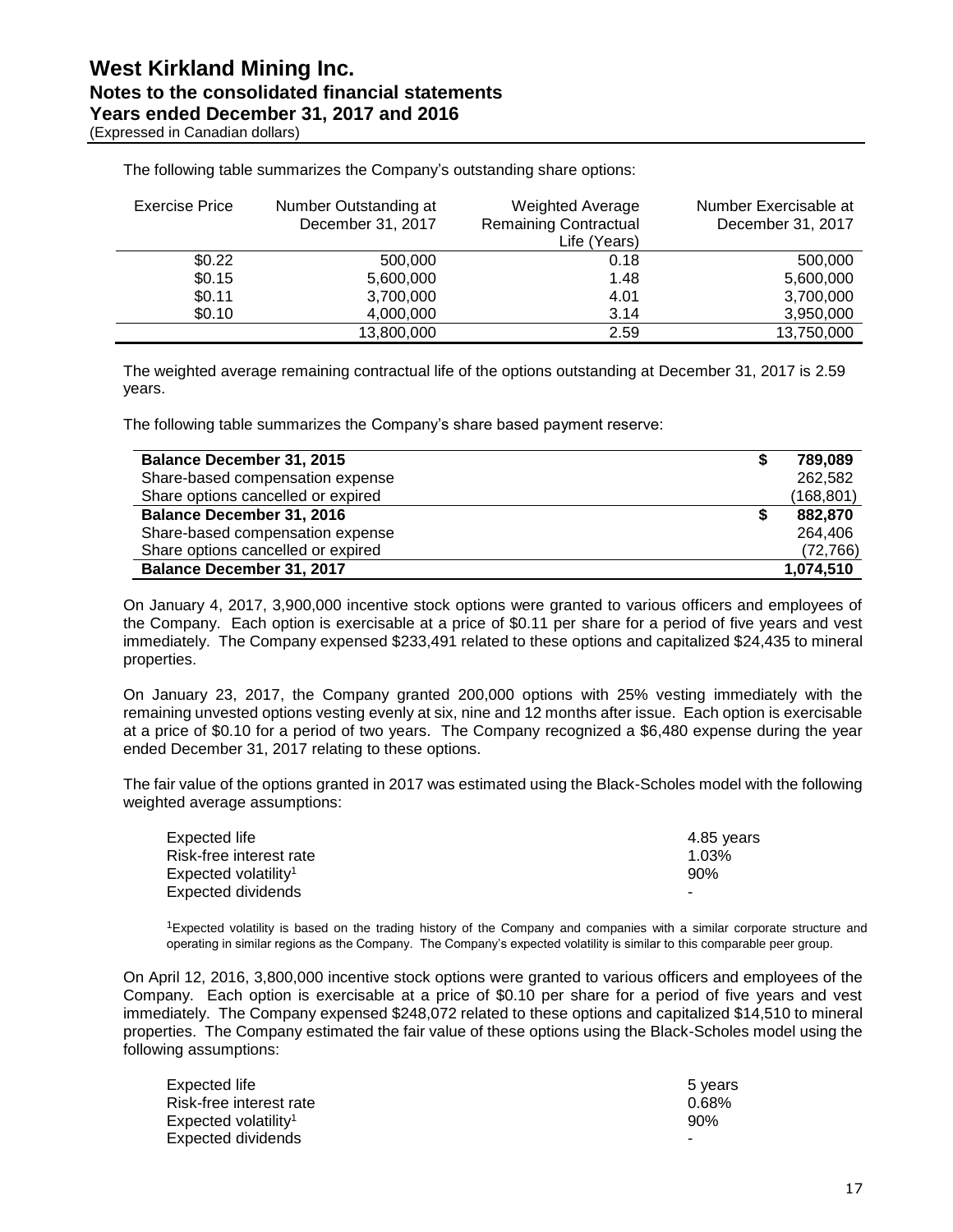The following table summarizes the Company's outstanding share options:

| Exercise Price | Number Outstanding at December 31, 2017 | Weighted Average Remaining Contractual Life (Years) | Number Exercisable at December 31, 2017 |
|---|---|---|---|
| \$0.22 | 500,000 | 0.18 | 500,000 |
| \$0.15 | 5,600,000 | 1.48 | 5,600,000 |
| \$0.11 | 3,700,000 | 4.01 | 3,700,000 |
| \$0.10 | 4,000,000 | 3.14 | 3,950,000 |
| | 13,800,000 | 2.59 | 13,750,000 |

The weighted average remaining contractual life of the options outstanding at December 31, 2017 is 2.59 years.

The following table summarizes the Company's share based payment reserve:

| | |
|---|---|
| **Balance December 31, 2015** | **\$ 789,089** |
| Share-based compensation expense | 262,582 |
| Share options cancelled or expired | (168,801) |
| **Balance December 31, 2016** | **\$ 882,870** |
| Share-based compensation expense | 264,406 |
| Share options cancelled or expired | (72,766) |
| **Balance December 31, 2017** | **1,074,510** |

On January 4, 2017, 3,900,000 incentive stock options were granted to various officers and employees of the Company. Each option is exercisable at a price of \$0.11 per share for a period of five years and vest immediately. The Company expensed \$233,491 related to these options and capitalized \$24,435 to mineral properties.

On January 23, 2017, the Company granted 200,000 options with 25% vesting immediately with the remaining unvested options vesting evenly at six, nine and 12 months after issue. Each option is exercisable at a price of \$0.10 for a period of two years. The Company recognized a \$6,480 expense during the year ended December 31, 2017 relating to these options.

The fair value of the options granted in 2017 was estimated using the Black-Scholes model with the following weighted average assumptions:

| | |
|---|---|
| Expected life | 4.85 years |
| Risk-free interest rate | 1.03% |
| Expected volatility[1] | 90% |
| Expected dividends | - |

[1]Expected volatility is based on the trading history of the Company and companies with a similar corporate structure and operating in similar regions as the Company. The Company's expected volatility is similar to this comparable peer group.

On April 12, 2016, 3,800,000 incentive stock options were granted to various officers and employees of the Company. Each option is exercisable at a price of \$0.10 per share for a period of five years and vest immediately. The Company expensed \$248,072 related to these options and capitalized \$14,510 to mineral properties. The Company estimated the fair value of these options using the Black-Scholes model using the following assumptions:

| | |
|---|---|
| Expected life | 5 years |
| Risk-free interest rate | 0.68% |
| Expected volatility[1] | 90% |
| Expected dividends | - |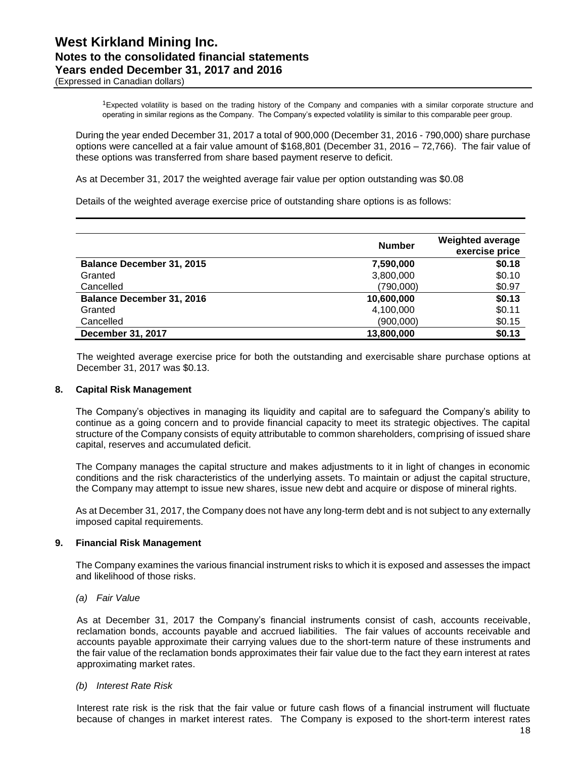[1]Expected volatility is based on the trading history of the Company and companies with a similar corporate structure and operating in similar regions as the Company. The Company's expected volatility is similar to this comparable peer group.

During the year ended December 31, 2017 a total of 900,000 (December 31, 2016 - 790,000) share purchase options were cancelled at a fair value amount of $168,801 (December 31, 2016 – 72,766). The fair value of these options was transferred from share based payment reserve to deficit.

As at December 31, 2017 the weighted average fair value per option outstanding was $0.08

Details of the weighted average exercise price of outstanding share options is as follows:

| | Number | Weighted average exercise price |
|---|---|---|
| **Balance December 31, 2015** | **7,590,000** | **$0.18** |
| Granted | 3,800,000 | $0.10 |
| Cancelled | (790,000) | $0.97 |
| **Balance December 31, 2016** | **10,600,000** | **$0.13** |
| Granted | 4,100,000 | $0.11 |
| Cancelled | (900,000) | $0.15 |
| **December 31, 2017** | **13,800,000** | **$0.13** |

The weighted average exercise price for both the outstanding and exercisable share purchase options at December 31, 2017 was $0.13.

## 8. Capital Risk Management

The Company's objectives in managing its liquidity and capital are to safeguard the Company's ability to continue as a going concern and to provide financial capacity to meet its strategic objectives. The capital structure of the Company consists of equity attributable to common shareholders, comprising of issued share capital, reserves and accumulated deficit.

The Company manages the capital structure and makes adjustments to it in light of changes in economic conditions and the risk characteristics of the underlying assets. To maintain or adjust the capital structure, the Company may attempt to issue new shares, issue new debt and acquire or dispose of mineral rights.

As at December 31, 2017, the Company does not have any long-term debt and is not subject to any externally imposed capital requirements.

## 9. Financial Risk Management

The Company examines the various financial instrument risks to which it is exposed and assesses the impact and likelihood of those risks.

*(a) Fair Value*

As at December 31, 2017 the Company's financial instruments consist of cash, accounts receivable, reclamation bonds, accounts payable and accrued liabilities. The fair values of accounts receivable and accounts payable approximate their carrying values due to the short-term nature of these instruments and the fair value of the reclamation bonds approximates their fair value due to the fact they earn interest at rates approximating market rates.

*(b) Interest Rate Risk*

Interest rate risk is the risk that the fair value or future cash flows of a financial instrument will fluctuate because of changes in market interest rates. The Company is exposed to the short-term interest rates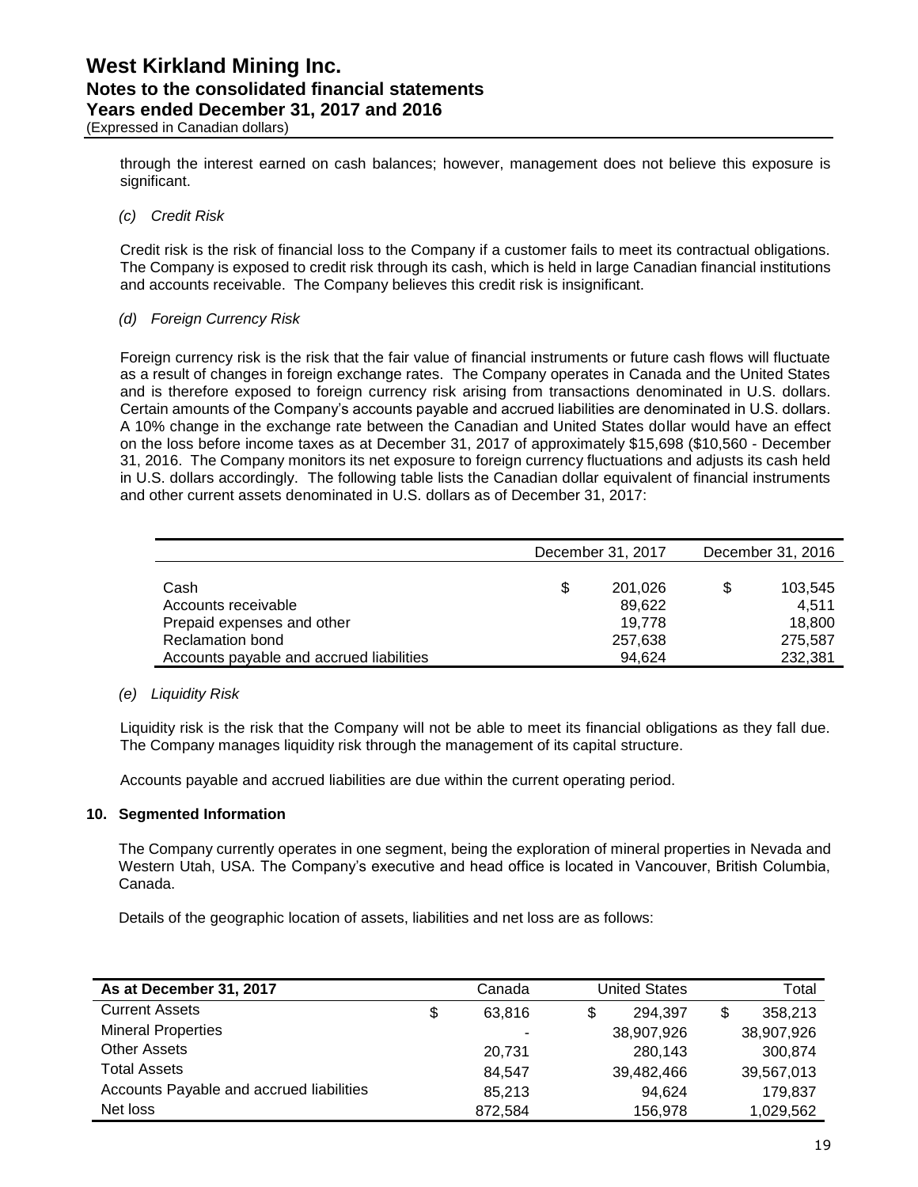through the interest earned on cash balances; however, management does not believe this exposure is significant.

*(c) Credit Risk*

Credit risk is the risk of financial loss to the Company if a customer fails to meet its contractual obligations. The Company is exposed to credit risk through its cash, which is held in large Canadian financial institutions and accounts receivable. The Company believes this credit risk is insignificant.

*(d) Foreign Currency Risk*

Foreign currency risk is the risk that the fair value of financial instruments or future cash flows will fluctuate as a result of changes in foreign exchange rates. The Company operates in Canada and the United States and is therefore exposed to foreign currency risk arising from transactions denominated in U.S. dollars. Certain amounts of the Company's accounts payable and accrued liabilities are denominated in U.S. dollars. A 10% change in the exchange rate between the Canadian and United States dollar would have an effect on the loss before income taxes as at December 31, 2017 of approximately $15,698 ($10,560 - December 31, 2016. The Company monitors its net exposure to foreign currency fluctuations and adjusts its cash held in U.S. dollars accordingly. The following table lists the Canadian dollar equivalent of financial instruments and other current assets denominated in U.S. dollars as of December 31, 2017:

| | December 31, 2017 | December 31, 2016 |
|---|---|---|
| Cash | $ 201,026 | $ 103,545 |
| Accounts receivable | 89,622 | 4,511 |
| Prepaid expenses and other | 19,778 | 18,800 |
| Reclamation bond | 257,638 | 275,587 |
| Accounts payable and accrued liabilities | 94,624 | 232,381 |

*(e) Liquidity Risk*

Liquidity risk is the risk that the Company will not be able to meet its financial obligations as they fall due. The Company manages liquidity risk through the management of its capital structure.

Accounts payable and accrued liabilities are due within the current operating period.

## 10. Segmented Information

The Company currently operates in one segment, being the exploration of mineral properties in Nevada and Western Utah, USA. The Company's executive and head office is located in Vancouver, British Columbia, Canada.

Details of the geographic location of assets, liabilities and net loss are as follows:

| As at December 31, 2017 | Canada | United States | Total |
|---|---|---|---|
| Current Assets | $ 63,816 | $ 294,397 | $ 358,213 |
| Mineral Properties | - | 38,907,926 | 38,907,926 |
| Other Assets | 20,731 | 280,143 | 300,874 |
| Total Assets | 84,547 | 39,482,466 | 39,567,013 |
| Accounts Payable and accrued liabilities | 85,213 | 94,624 | 179,837 |
| Net loss | 872,584 | 156,978 | 1,029,562 |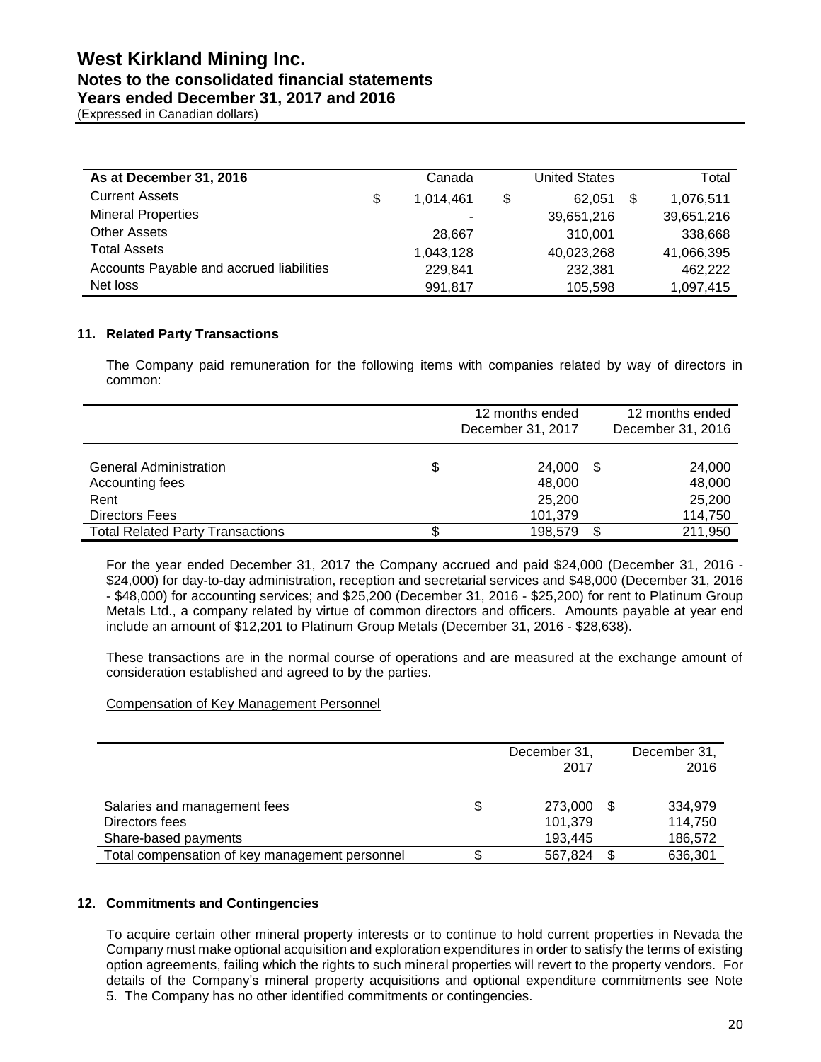| As at December 31, 2016 | Canada | United States | Total |
|---|---|---|---|
| Current Assets | $ 1,014,461 | $ 62,051 | $ 1,076,511 |
| Mineral Properties | - | 39,651,216 | 39,651,216 |
| Other Assets | 28,667 | 310,001 | 338,668 |
| Total Assets | 1,043,128 | 40,023,268 | 41,066,395 |
| Accounts Payable and accrued liabilities | 229,841 | 232,381 | 462,222 |
| Net loss | 991,817 | 105,598 | 1,097,415 |

### 11. Related Party Transactions

The Company paid remuneration for the following items with companies related by way of directors in common:

| | 12 months ended December 31, 2017 | 12 months ended December 31, 2016 |
|---|---|---|
| General Administration | $ 24,000 | $ 24,000 |
| Accounting fees | 48,000 | 48,000 |
| Rent | 25,200 | 25,200 |
| Directors Fees | 101,379 | 114,750 |
| Total Related Party Transactions | $ 198,579 | $ 211,950 |

For the year ended December 31, 2017 the Company accrued and paid $24,000 (December 31, 2016 - $24,000) for day-to-day administration, reception and secretarial services and $48,000 (December 31, 2016 - $48,000) for accounting services; and $25,200 (December 31, 2016 - $25,200) for rent to Platinum Group Metals Ltd., a company related by virtue of common directors and officers. Amounts payable at year end include an amount of $12,201 to Platinum Group Metals (December 31, 2016 - $28,638).

These transactions are in the normal course of operations and are measured at the exchange amount of consideration established and agreed to by the parties.

Compensation of Key Management Personnel

| | December 31, 2017 | December 31, 2016 |
|---|---|---|
| Salaries and management fees | $ 273,000 | $ 334,979 |
| Directors fees | 101,379 | 114,750 |
| Share-based payments | 193,445 | 186,572 |
| Total compensation of key management personnel | $ 567,824 | $ 636,301 |

### 12. Commitments and Contingencies

To acquire certain other mineral property interests or to continue to hold current properties in Nevada the Company must make optional acquisition and exploration expenditures in order to satisfy the terms of existing option agreements, failing which the rights to such mineral properties will revert to the property vendors. For details of the Company's mineral property acquisitions and optional expenditure commitments see Note 5. The Company has no other identified commitments or contingencies.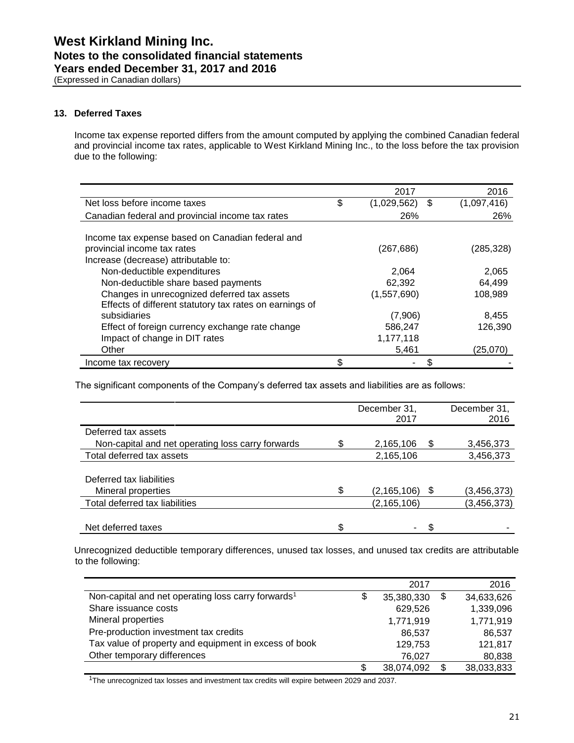# West Kirkland Mining Inc.
## Notes to the consolidated financial statements
## Years ended December 31, 2017 and 2016
(Expressed in Canadian dollars)

### 13. Deferred Taxes

Income tax expense reported differs from the amount computed by applying the combined Canadian federal and provincial income tax rates, applicable to West Kirkland Mining Inc., to the loss before the tax provision due to the following:

| | 2017 | 2016 |
|---|---|---|
| Net loss before income taxes | $ (1,029,562) | $ (1,097,416) |
| Canadian federal and provincial income tax rates | 26% | 26% |
| Income tax expense based on Canadian federal and provincial income tax rates | (267,686) | (285,328) |
| Increase (decrease) attributable to: | | |
| Non-deductible expenditures | 2,064 | 2,065 |
| Non-deductible share based payments | 62,392 | 64,499 |
| Changes in unrecognized deferred tax assets | (1,557,690) | 108,989 |
| Effects of different statutory tax rates on earnings of subsidiaries | (7,906) | 8,455 |
| Effect of foreign currency exchange rate change | 586,247 | 126,390 |
| Impact of change in DIT rates | 1,177,118 | |
| Other | 5,461 | (25,070) |
| Income tax recovery | $ - | $ - |

The significant components of the Company's deferred tax assets and liabilities are as follows:

| | December 31, 2017 | December 31, 2016 |
|---|---|---|
| Deferred tax assets | | |
| Non-capital and net operating loss carry forwards | $ 2,165,106 | $ 3,456,373 |
| Total deferred tax assets | 2,165,106 | 3,456,373 |
| Deferred tax liabilities | | |
| Mineral properties | $ (2,165,106) | $ (3,456,373) |
| Total deferred tax liabilities | (2,165,106) | (3,456,373) |
| Net deferred taxes | $ - | $ - |

Unrecognized deductible temporary differences, unused tax losses, and unused tax credits are attributable to the following:

| | 2017 | 2016 |
|---|---|---|
| Non-capital and net operating loss carry forwards[1] | $ 35,380,330 | $ 34,633,626 |
| Share issuance costs | 629,526 | 1,339,096 |
| Mineral properties | 1,771,919 | 1,771,919 |
| Pre-production investment tax credits | 86,537 | 86,537 |
| Tax value of property and equipment in excess of book | 129,753 | 121,817 |
| Other temporary differences | 76,027 | 80,838 |
| | $ 38,074,092 | $ 38,033,833 |

[1]The unrecognized tax losses and investment tax credits will expire between 2029 and 2037.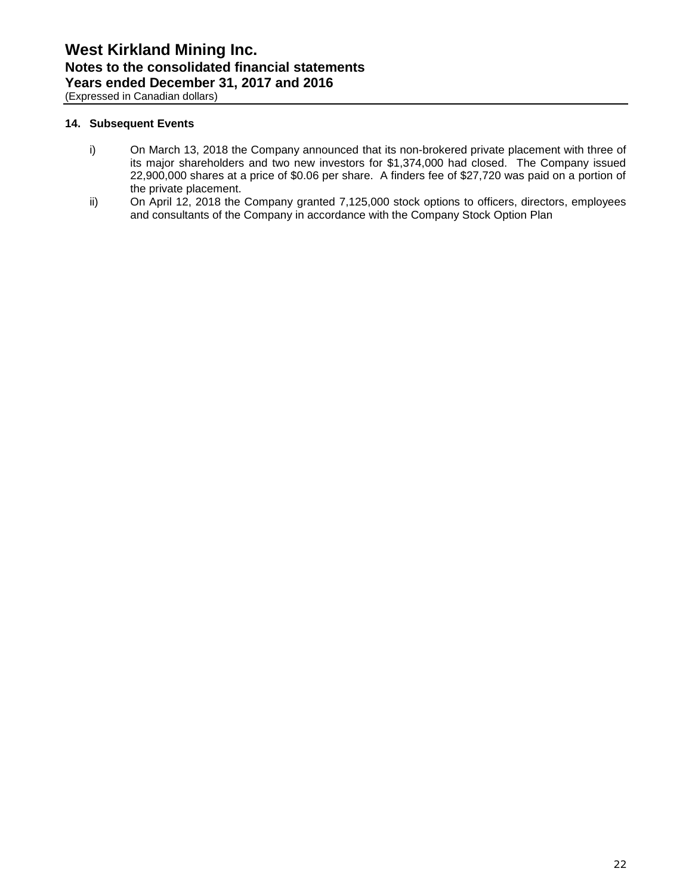## 14. Subsequent Events

i) On March 13, 2018 the Company announced that its non-brokered private placement with three of its major shareholders and two new investors for $1,374,000 had closed. The Company issued 22,900,000 shares at a price of $0.06 per share. A finders fee of $27,720 was paid on a portion of the private placement.

ii) On April 12, 2018 the Company granted 7,125,000 stock options to officers, directors, employees and consultants of the Company in accordance with the Company Stock Option Plan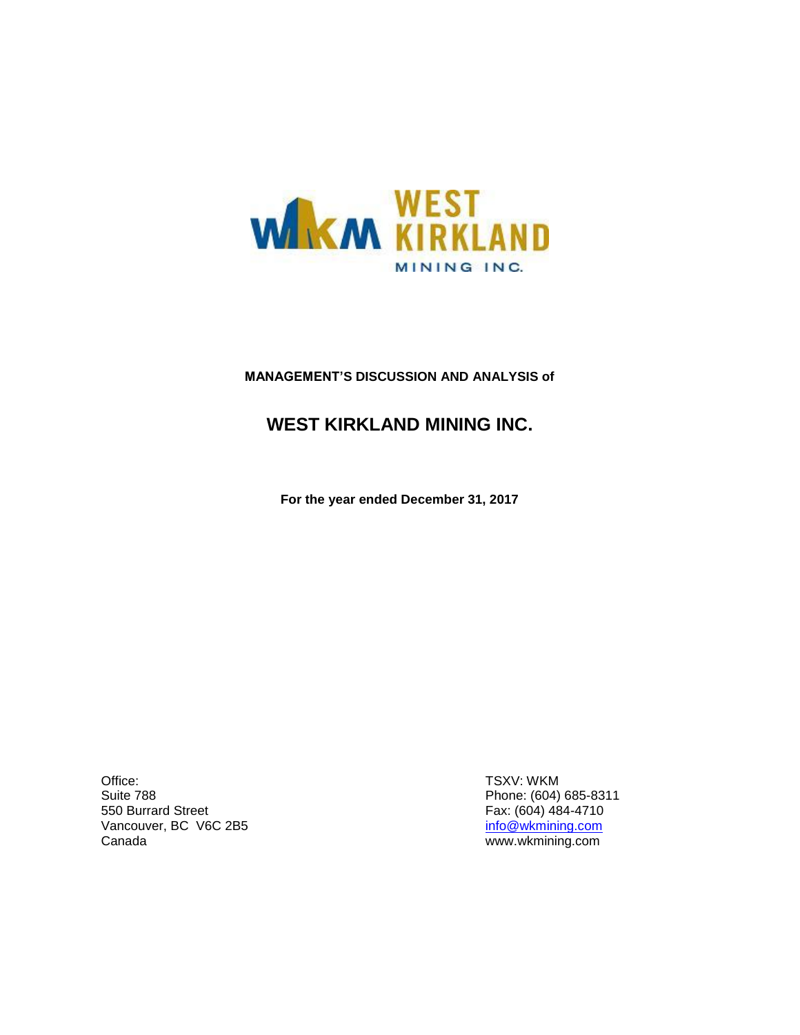**MANAGEMENT'S DISCUSSION AND ANALYSIS of**

# WEST KIRKLAND MINING INC.

**For the year ended December 31, 2017**

Office:
Suite 788
550 Burrard Street
Vancouver, BC V6C 2B5
Canada

TSXV: WKM
Phone: (604) 685-8311
Fax: (604) 484-4710
info@wkmining.com
www.wkmining.com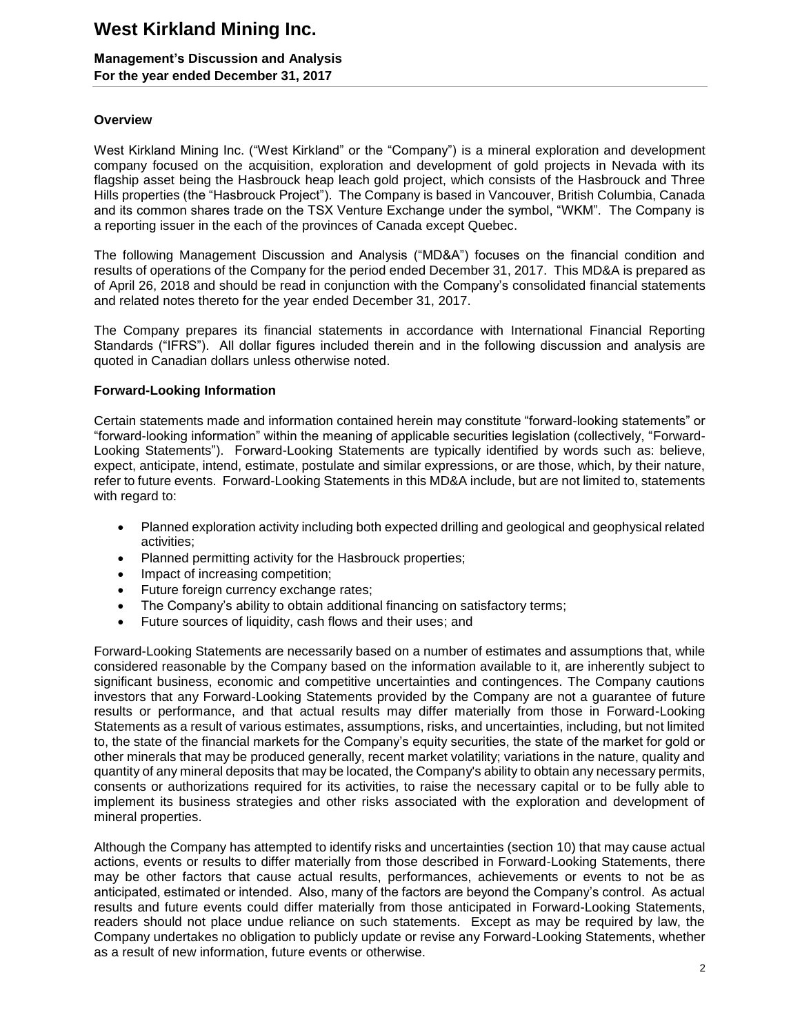# West Kirkland Mining Inc.

**Management's Discussion and Analysis**
**For the year ended December 31, 2017**

## Overview

West Kirkland Mining Inc. ("West Kirkland" or the "Company") is a mineral exploration and development company focused on the acquisition, exploration and development of gold projects in Nevada with its flagship asset being the Hasbrouck heap leach gold project, which consists of the Hasbrouck and Three Hills properties (the "Hasbrouck Project"). The Company is based in Vancouver, British Columbia, Canada and its common shares trade on the TSX Venture Exchange under the symbol, "WKM". The Company is a reporting issuer in the each of the provinces of Canada except Quebec.

The following Management Discussion and Analysis ("MD&A") focuses on the financial condition and results of operations of the Company for the period ended December 31, 2017. This MD&A is prepared as of April 26, 2018 and should be read in conjunction with the Company's consolidated financial statements and related notes thereto for the year ended December 31, 2017.

The Company prepares its financial statements in accordance with International Financial Reporting Standards ("IFRS"). All dollar figures included therein and in the following discussion and analysis are quoted in Canadian dollars unless otherwise noted.

## Forward-Looking Information

Certain statements made and information contained herein may constitute "forward-looking statements" or "forward-looking information" within the meaning of applicable securities legislation (collectively, "Forward-Looking Statements"). Forward-Looking Statements are typically identified by words such as: believe, expect, anticipate, intend, estimate, postulate and similar expressions, or are those, which, by their nature, refer to future events. Forward-Looking Statements in this MD&A include, but are not limited to, statements with regard to:

- Planned exploration activity including both expected drilling and geological and geophysical related activities;
- Planned permitting activity for the Hasbrouck properties;
- Impact of increasing competition;
- Future foreign currency exchange rates;
- The Company's ability to obtain additional financing on satisfactory terms;
- Future sources of liquidity, cash flows and their uses; and

Forward-Looking Statements are necessarily based on a number of estimates and assumptions that, while considered reasonable by the Company based on the information available to it, are inherently subject to significant business, economic and competitive uncertainties and contingences. The Company cautions investors that any Forward-Looking Statements provided by the Company are not a guarantee of future results or performance, and that actual results may differ materially from those in Forward-Looking Statements as a result of various estimates, assumptions, risks, and uncertainties, including, but not limited to, the state of the financial markets for the Company's equity securities, the state of the market for gold or other minerals that may be produced generally, recent market volatility; variations in the nature, quality and quantity of any mineral deposits that may be located, the Company's ability to obtain any necessary permits, consents or authorizations required for its activities, to raise the necessary capital or to be fully able to implement its business strategies and other risks associated with the exploration and development of mineral properties.

Although the Company has attempted to identify risks and uncertainties (section 10) that may cause actual actions, events or results to differ materially from those described in Forward-Looking Statements, there may be other factors that cause actual results, performances, achievements or events to not be as anticipated, estimated or intended. Also, many of the factors are beyond the Company's control. As actual results and future events could differ materially from those anticipated in Forward-Looking Statements, readers should not place undue reliance on such statements. Except as may be required by law, the Company undertakes no obligation to publicly update or revise any Forward-Looking Statements, whether as a result of new information, future events or otherwise.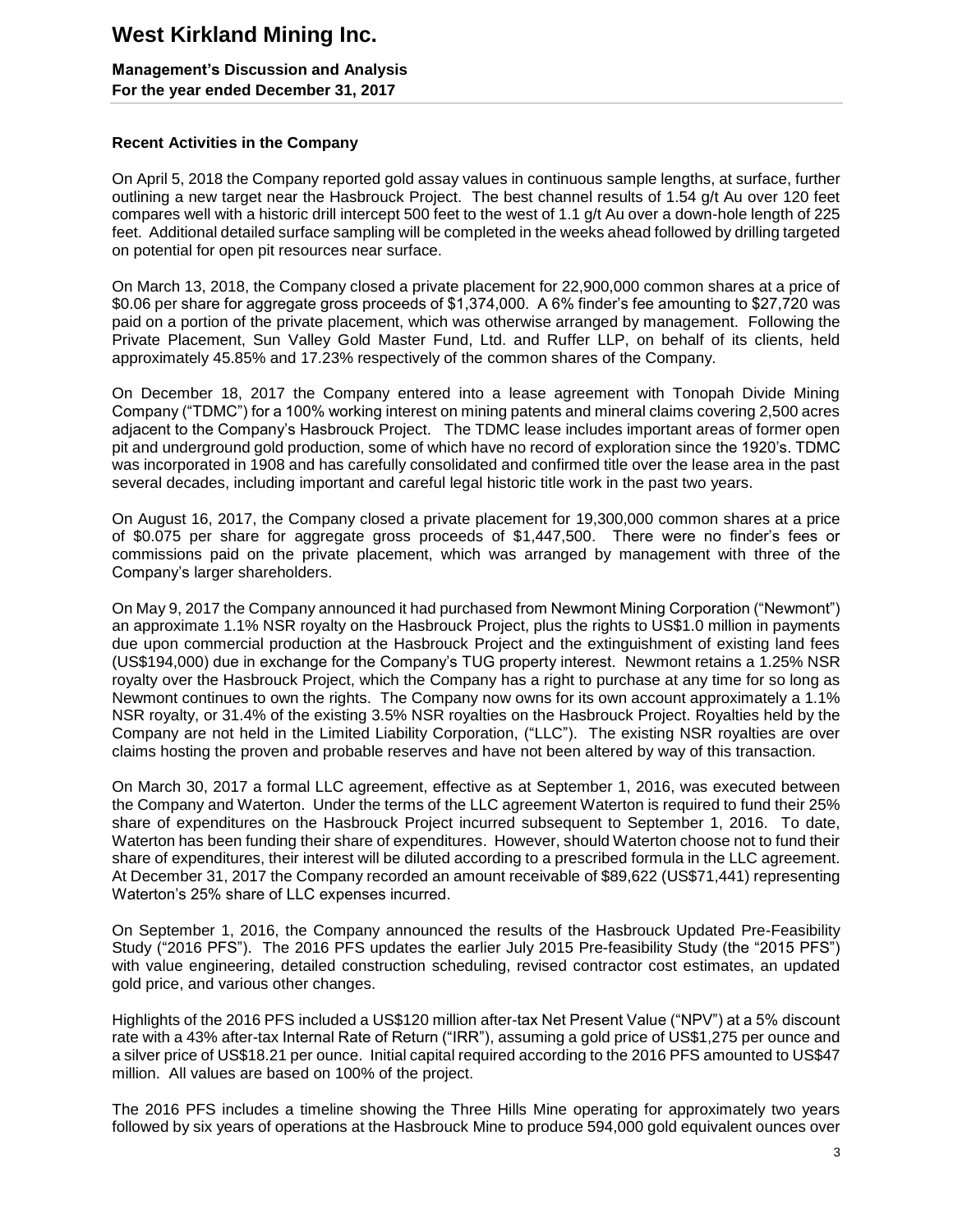### Recent Activities in the Company

On April 5, 2018 the Company reported gold assay values in continuous sample lengths, at surface, further outlining a new target near the Hasbrouck Project. The best channel results of 1.54 g/t Au over 120 feet compares well with a historic drill intercept 500 feet to the west of 1.1 g/t Au over a down-hole length of 225 feet. Additional detailed surface sampling will be completed in the weeks ahead followed by drilling targeted on potential for open pit resources near surface.

On March 13, 2018, the Company closed a private placement for 22,900,000 common shares at a price of $0.06 per share for aggregate gross proceeds of $1,374,000. A 6% finder's fee amounting to $27,720 was paid on a portion of the private placement, which was otherwise arranged by management. Following the Private Placement, Sun Valley Gold Master Fund, Ltd. and Ruffer LLP, on behalf of its clients, held approximately 45.85% and 17.23% respectively of the common shares of the Company.

On December 18, 2017 the Company entered into a lease agreement with Tonopah Divide Mining Company ("TDMC") for a 100% working interest on mining patents and mineral claims covering 2,500 acres adjacent to the Company's Hasbrouck Project. The TDMC lease includes important areas of former open pit and underground gold production, some of which have no record of exploration since the 1920's. TDMC was incorporated in 1908 and has carefully consolidated and confirmed title over the lease area in the past several decades, including important and careful legal historic title work in the past two years.

On August 16, 2017, the Company closed a private placement for 19,300,000 common shares at a price of $0.075 per share for aggregate gross proceeds of $1,447,500. There were no finder's fees or commissions paid on the private placement, which was arranged by management with three of the Company's larger shareholders.

On May 9, 2017 the Company announced it had purchased from Newmont Mining Corporation ("Newmont") an approximate 1.1% NSR royalty on the Hasbrouck Project, plus the rights to US$1.0 million in payments due upon commercial production at the Hasbrouck Project and the extinguishment of existing land fees (US$194,000) due in exchange for the Company's TUG property interest. Newmont retains a 1.25% NSR royalty over the Hasbrouck Project, which the Company has a right to purchase at any time for so long as Newmont continues to own the rights. The Company now owns for its own account approximately a 1.1% NSR royalty, or 31.4% of the existing 3.5% NSR royalties on the Hasbrouck Project. Royalties held by the Company are not held in the Limited Liability Corporation, ("LLC"). The existing NSR royalties are over claims hosting the proven and probable reserves and have not been altered by way of this transaction.

On March 30, 2017 a formal LLC agreement, effective as at September 1, 2016, was executed between the Company and Waterton. Under the terms of the LLC agreement Waterton is required to fund their 25% share of expenditures on the Hasbrouck Project incurred subsequent to September 1, 2016. To date, Waterton has been funding their share of expenditures. However, should Waterton choose not to fund their share of expenditures, their interest will be diluted according to a prescribed formula in the LLC agreement. At December 31, 2017 the Company recorded an amount receivable of $89,622 (US$71,441) representing Waterton's 25% share of LLC expenses incurred.

On September 1, 2016, the Company announced the results of the Hasbrouck Updated Pre-Feasibility Study ("2016 PFS"). The 2016 PFS updates the earlier July 2015 Pre-feasibility Study (the "2015 PFS") with value engineering, detailed construction scheduling, revised contractor cost estimates, an updated gold price, and various other changes.

Highlights of the 2016 PFS included a US$120 million after-tax Net Present Value ("NPV") at a 5% discount rate with a 43% after-tax Internal Rate of Return ("IRR"), assuming a gold price of US$1,275 per ounce and a silver price of US$18.21 per ounce. Initial capital required according to the 2016 PFS amounted to US$47 million. All values are based on 100% of the project.

The 2016 PFS includes a timeline showing the Three Hills Mine operating for approximately two years followed by six years of operations at the Hasbrouck Mine to produce 594,000 gold equivalent ounces over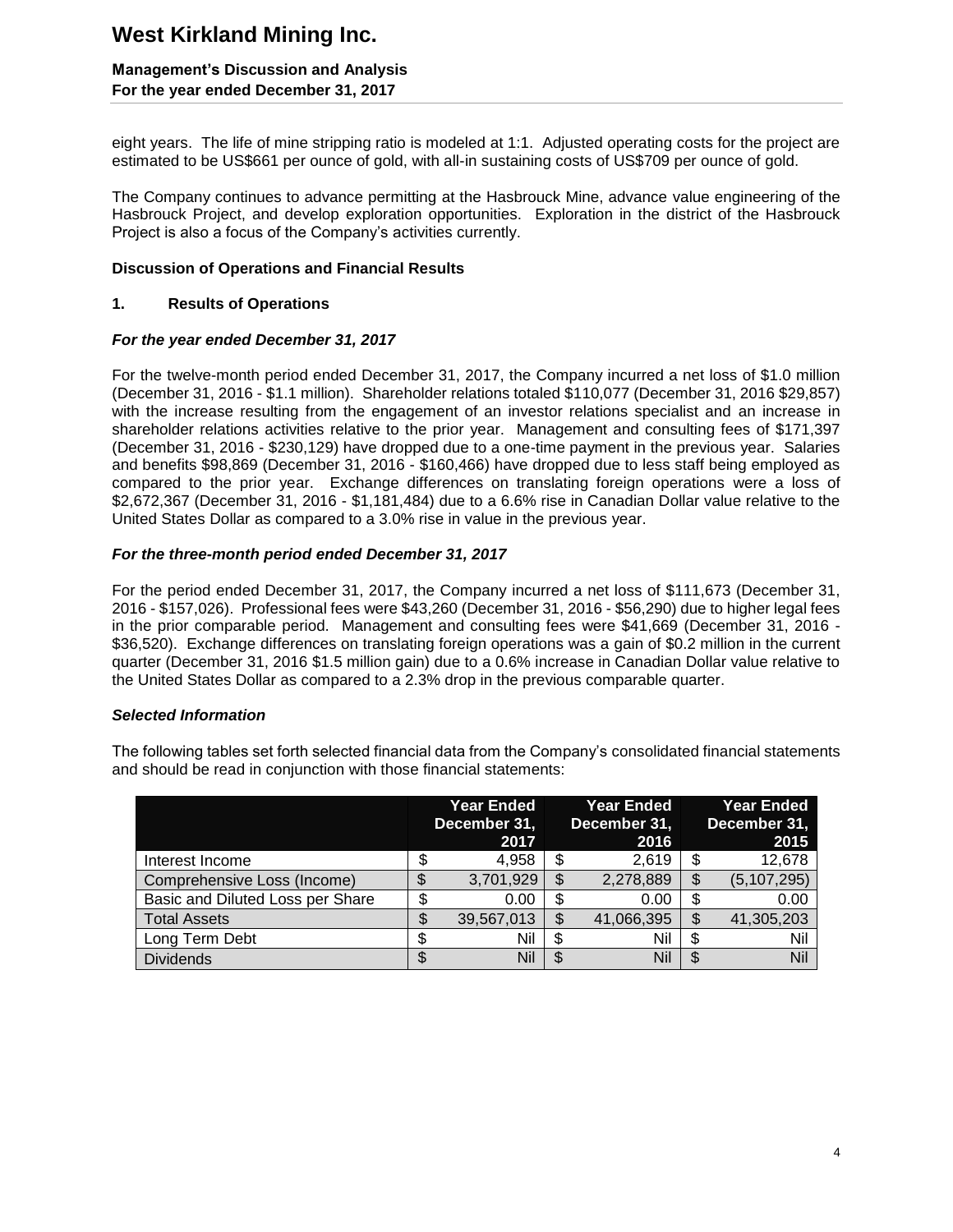eight years. The life of mine stripping ratio is modeled at 1:1. Adjusted operating costs for the project are estimated to be US$661 per ounce of gold, with all-in sustaining costs of US$709 per ounce of gold.

The Company continues to advance permitting at the Hasbrouck Mine, advance value engineering of the Hasbrouck Project, and develop exploration opportunities. Exploration in the district of the Hasbrouck Project is also a focus of the Company's activities currently.

### Discussion of Operations and Financial Results

#### 1. Results of Operations

***For the year ended December 31, 2017***

For the twelve-month period ended December 31, 2017, the Company incurred a net loss of $1.0 million (December 31, 2016 - $1.1 million). Shareholder relations totaled $110,077 (December 31, 2016 $29,857) with the increase resulting from the engagement of an investor relations specialist and an increase in shareholder relations activities relative to the prior year. Management and consulting fees of $171,397 (December 31, 2016 - $230,129) have dropped due to a one-time payment in the previous year. Salaries and benefits $98,869 (December 31, 2016 - $160,466) have dropped due to less staff being employed as compared to the prior year. Exchange differences on translating foreign operations were a loss of $2,672,367 (December 31, 2016 - $1,181,484) due to a 6.6% rise in Canadian Dollar value relative to the United States Dollar as compared to a 3.0% rise in value in the previous year.

***For the three-month period ended December 31, 2017***

For the period ended December 31, 2017, the Company incurred a net loss of $111,673 (December 31, 2016 - $157,026). Professional fees were $43,260 (December 31, 2016 - $56,290) due to higher legal fees in the prior comparable period. Management and consulting fees were $41,669 (December 31, 2016 - $36,520). Exchange differences on translating foreign operations was a gain of $0.2 million in the current quarter (December 31, 2016 $1.5 million gain) due to a 0.6% increase in Canadian Dollar value relative to the United States Dollar as compared to a 2.3% drop in the previous comparable quarter.

***Selected Information***

The following tables set forth selected financial data from the Company's consolidated financial statements and should be read in conjunction with those financial statements:

| | Year Ended December 31, 2017 | Year Ended December 31, 2016 | Year Ended December 31, 2015 |
|---|---|---|---|
| Interest Income | $ 4,958 | $ 2,619 | $ 12,678 |
| Comprehensive Loss (Income) | $ 3,701,929 | $ 2,278,889 | $ (5,107,295) |
| Basic and Diluted Loss per Share | $ 0.00 | $ 0.00 | $ 0.00 |
| Total Assets | $ 39,567,013 | $ 41,066,395 | $ 41,305,203 |
| Long Term Debt | $ Nil | $ Nil | $ Nil |
| Dividends | $ Nil | $ Nil | $ Nil |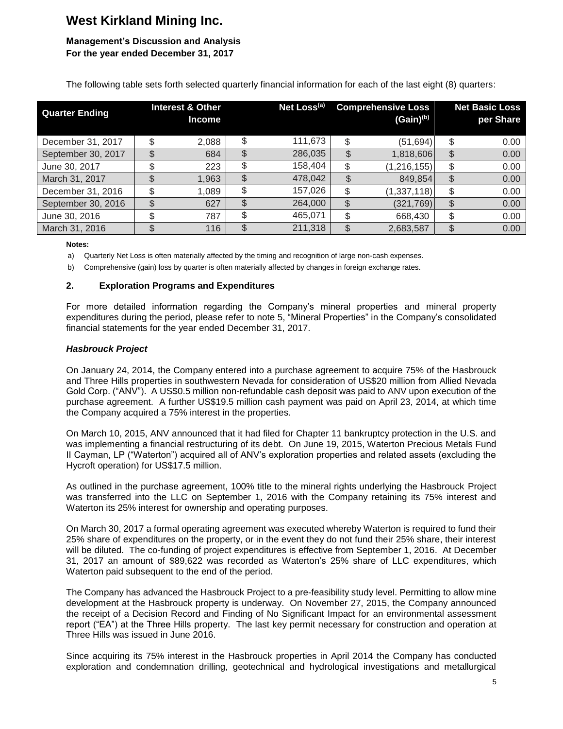The following table sets forth selected quarterly financial information for each of the last eight (8) quarters:

| Quarter Ending | Interest & Other Income | Net Loss(a) | Comprehensive Loss (Gain)(b) | Net Basic Loss per Share |
|---|---|---|---|---|
| December 31, 2017 | $ 2,088 | $ 111,673 | $ (51,694) | $ 0.00 |
| September 30, 2017 | $ 684 | $ 286,035 | $ 1,818,606 | $ 0.00 |
| June 30, 2017 | $ 223 | $ 158,404 | $ (1,216,155) | $ 0.00 |
| March 31, 2017 | $ 1,963 | $ 478,042 | $ 849,854 | $ 0.00 |
| December 31, 2016 | $ 1,089 | $ 157,026 | $ (1,337,118) | $ 0.00 |
| September 30, 2016 | $ 627 | $ 264,000 | $ (321,769) | $ 0.00 |
| June 30, 2016 | $ 787 | $ 465,071 | $ 668,430 | $ 0.00 |
| March 31, 2016 | $ 116 | $ 211,318 | $ 2,683,587 | $ 0.00 |

**Notes:**

a) Quarterly Net Loss is often materially affected by the timing and recognition of large non-cash expenses.

b) Comprehensive (gain) loss by quarter is often materially affected by changes in foreign exchange rates.

## 2. Exploration Programs and Expenditures

For more detailed information regarding the Company's mineral properties and mineral property expenditures during the period, please refer to note 5, "Mineral Properties" in the Company's consolidated financial statements for the year ended December 31, 2017.

### *Hasbrouck Project*

On January 24, 2014, the Company entered into a purchase agreement to acquire 75% of the Hasbrouck and Three Hills properties in southwestern Nevada for consideration of US$20 million from Allied Nevada Gold Corp. ("ANV"). A US$0.5 million non-refundable cash deposit was paid to ANV upon execution of the purchase agreement. A further US$19.5 million cash payment was paid on April 23, 2014, at which time the Company acquired a 75% interest in the properties.

On March 10, 2015, ANV announced that it had filed for Chapter 11 bankruptcy protection in the U.S. and was implementing a financial restructuring of its debt. On June 19, 2015, Waterton Precious Metals Fund II Cayman, LP ("Waterton") acquired all of ANV's exploration properties and related assets (excluding the Hycroft operation) for US$17.5 million.

As outlined in the purchase agreement, 100% title to the mineral rights underlying the Hasbrouck Project was transferred into the LLC on September 1, 2016 with the Company retaining its 75% interest and Waterton its 25% interest for ownership and operating purposes.

On March 30, 2017 a formal operating agreement was executed whereby Waterton is required to fund their 25% share of expenditures on the property, or in the event they do not fund their 25% share, their interest will be diluted. The co-funding of project expenditures is effective from September 1, 2016. At December 31, 2017 an amount of $89,622 was recorded as Waterton's 25% share of LLC expenditures, which Waterton paid subsequent to the end of the period.

The Company has advanced the Hasbrouck Project to a pre-feasibility study level. Permitting to allow mine development at the Hasbrouck property is underway. On November 27, 2015, the Company announced the receipt of a Decision Record and Finding of No Significant Impact for an environmental assessment report ("EA") at the Three Hills property. The last key permit necessary for construction and operation at Three Hills was issued in June 2016.

Since acquiring its 75% interest in the Hasbrouck properties in April 2014 the Company has conducted exploration and condemnation drilling, geotechnical and hydrological investigations and metallurgical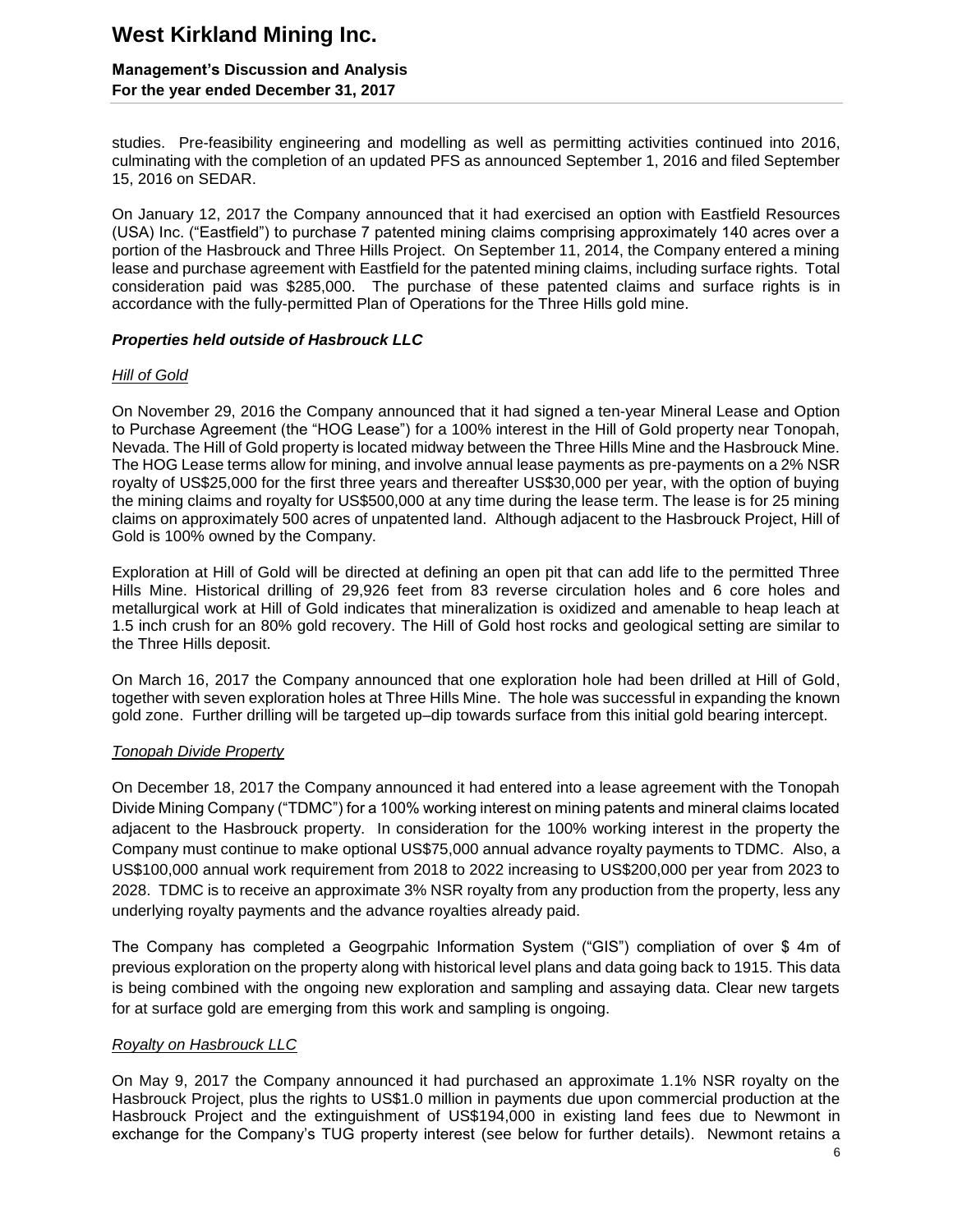studies. Pre-feasibility engineering and modelling as well as permitting activities continued into 2016, culminating with the completion of an updated PFS as announced September 1, 2016 and filed September 15, 2016 on SEDAR.

On January 12, 2017 the Company announced that it had exercised an option with Eastfield Resources (USA) Inc. ("Eastfield") to purchase 7 patented mining claims comprising approximately 140 acres over a portion of the Hasbrouck and Three Hills Project. On September 11, 2014, the Company entered a mining lease and purchase agreement with Eastfield for the patented mining claims, including surface rights. Total consideration paid was $285,000. The purchase of these patented claims and surface rights is in accordance with the fully-permitted Plan of Operations for the Three Hills gold mine.

### *Properties held outside of Hasbrouck LLC*

#### *Hill of Gold*

On November 29, 2016 the Company announced that it had signed a ten-year Mineral Lease and Option to Purchase Agreement (the "HOG Lease") for a 100% interest in the Hill of Gold property near Tonopah, Nevada. The Hill of Gold property is located midway between the Three Hills Mine and the Hasbrouck Mine. The HOG Lease terms allow for mining, and involve annual lease payments as pre-payments on a 2% NSR royalty of US$25,000 for the first three years and thereafter US$30,000 per year, with the option of buying the mining claims and royalty for US$500,000 at any time during the lease term. The lease is for 25 mining claims on approximately 500 acres of unpatented land. Although adjacent to the Hasbrouck Project, Hill of Gold is 100% owned by the Company.

Exploration at Hill of Gold will be directed at defining an open pit that can add life to the permitted Three Hills Mine. Historical drilling of 29,926 feet from 83 reverse circulation holes and 6 core holes and metallurgical work at Hill of Gold indicates that mineralization is oxidized and amenable to heap leach at 1.5 inch crush for an 80% gold recovery. The Hill of Gold host rocks and geological setting are similar to the Three Hills deposit.

On March 16, 2017 the Company announced that one exploration hole had been drilled at Hill of Gold, together with seven exploration holes at Three Hills Mine. The hole was successful in expanding the known gold zone. Further drilling will be targeted up–dip towards surface from this initial gold bearing intercept.

#### *Tonopah Divide Property*

On December 18, 2017 the Company announced it had entered into a lease agreement with the Tonopah Divide Mining Company ("TDMC") for a 100% working interest on mining patents and mineral claims located adjacent to the Hasbrouck property. In consideration for the 100% working interest in the property the Company must continue to make optional US$75,000 annual advance royalty payments to TDMC. Also, a US$100,000 annual work requirement from 2018 to 2022 increasing to US$200,000 per year from 2023 to 2028. TDMC is to receive an approximate 3% NSR royalty from any production from the property, less any underlying royalty payments and the advance royalties already paid.

The Company has completed a Geogrpahic Information System ("GIS") compliation of over $ 4m of previous exploration on the property along with historical level plans and data going back to 1915. This data is being combined with the ongoing new exploration and sampling and assaying data. Clear new targets for at surface gold are emerging from this work and sampling is ongoing.

#### *Royalty on Hasbrouck LLC*

On May 9, 2017 the Company announced it had purchased an approximate 1.1% NSR royalty on the Hasbrouck Project, plus the rights to US$1.0 million in payments due upon commercial production at the Hasbrouck Project and the extinguishment of US$194,000 in existing land fees due to Newmont in exchange for the Company's TUG property interest (see below for further details). Newmont retains a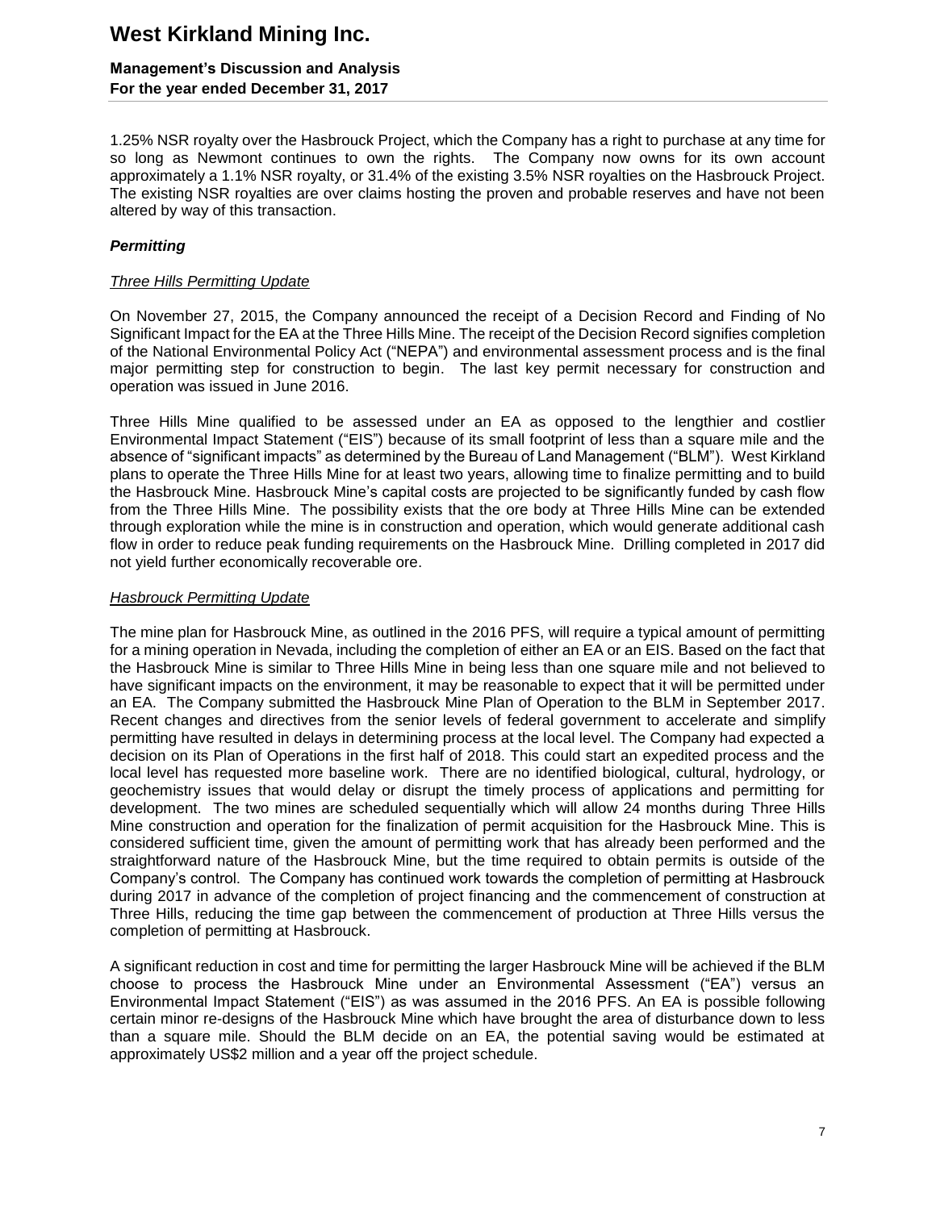1.25% NSR royalty over the Hasbrouck Project, which the Company has a right to purchase at any time for so long as Newmont continues to own the rights. The Company now owns for its own account approximately a 1.1% NSR royalty, or 31.4% of the existing 3.5% NSR royalties on the Hasbrouck Project. The existing NSR royalties are over claims hosting the proven and probable reserves and have not been altered by way of this transaction.

### *Permitting*

#### *Three Hills Permitting Update*

On November 27, 2015, the Company announced the receipt of a Decision Record and Finding of No Significant Impact for the EA at the Three Hills Mine. The receipt of the Decision Record signifies completion of the National Environmental Policy Act ("NEPA") and environmental assessment process and is the final major permitting step for construction to begin. The last key permit necessary for construction and operation was issued in June 2016.

Three Hills Mine qualified to be assessed under an EA as opposed to the lengthier and costlier Environmental Impact Statement ("EIS") because of its small footprint of less than a square mile and the absence of "significant impacts" as determined by the Bureau of Land Management ("BLM"). West Kirkland plans to operate the Three Hills Mine for at least two years, allowing time to finalize permitting and to build the Hasbrouck Mine. Hasbrouck Mine's capital costs are projected to be significantly funded by cash flow from the Three Hills Mine. The possibility exists that the ore body at Three Hills Mine can be extended through exploration while the mine is in construction and operation, which would generate additional cash flow in order to reduce peak funding requirements on the Hasbrouck Mine. Drilling completed in 2017 did not yield further economically recoverable ore.

#### *Hasbrouck Permitting Update*

The mine plan for Hasbrouck Mine, as outlined in the 2016 PFS, will require a typical amount of permitting for a mining operation in Nevada, including the completion of either an EA or an EIS. Based on the fact that the Hasbrouck Mine is similar to Three Hills Mine in being less than one square mile and not believed to have significant impacts on the environment, it may be reasonable to expect that it will be permitted under an EA. The Company submitted the Hasbrouck Mine Plan of Operation to the BLM in September 2017. Recent changes and directives from the senior levels of federal government to accelerate and simplify permitting have resulted in delays in determining process at the local level. The Company had expected a decision on its Plan of Operations in the first half of 2018. This could start an expedited process and the local level has requested more baseline work. There are no identified biological, cultural, hydrology, or geochemistry issues that would delay or disrupt the timely process of applications and permitting for development. The two mines are scheduled sequentially which will allow 24 months during Three Hills Mine construction and operation for the finalization of permit acquisition for the Hasbrouck Mine. This is considered sufficient time, given the amount of permitting work that has already been performed and the straightforward nature of the Hasbrouck Mine, but the time required to obtain permits is outside of the Company's control. The Company has continued work towards the completion of permitting at Hasbrouck during 2017 in advance of the completion of project financing and the commencement of construction at Three Hills, reducing the time gap between the commencement of production at Three Hills versus the completion of permitting at Hasbrouck.

A significant reduction in cost and time for permitting the larger Hasbrouck Mine will be achieved if the BLM choose to process the Hasbrouck Mine under an Environmental Assessment ("EA") versus an Environmental Impact Statement ("EIS") as was assumed in the 2016 PFS. An EA is possible following certain minor re-designs of the Hasbrouck Mine which have brought the area of disturbance down to less than a square mile. Should the BLM decide on an EA, the potential saving would be estimated at approximately US$2 million and a year off the project schedule.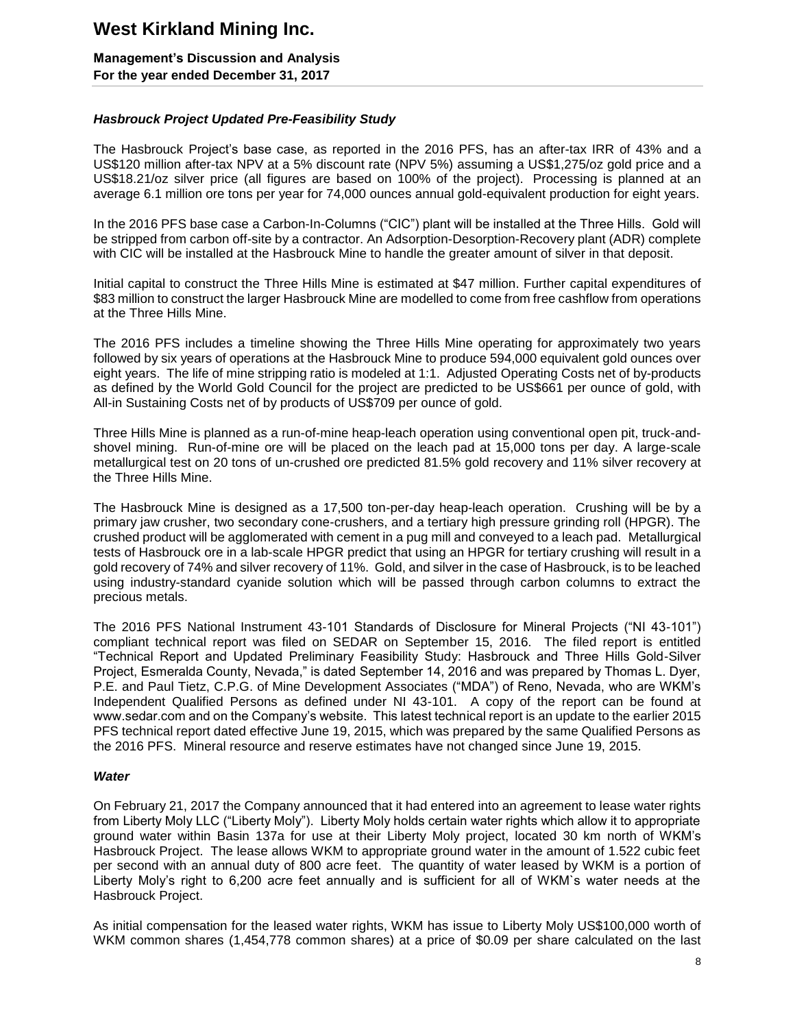### *Hasbrouck Project Updated Pre-Feasibility Study*

The Hasbrouck Project's base case, as reported in the 2016 PFS, has an after-tax IRR of 43% and a US$120 million after-tax NPV at a 5% discount rate (NPV 5%) assuming a US$1,275/oz gold price and a US$18.21/oz silver price (all figures are based on 100% of the project). Processing is planned at an average 6.1 million ore tons per year for 74,000 ounces annual gold-equivalent production for eight years.

In the 2016 PFS base case a Carbon-In-Columns ("CIC") plant will be installed at the Three Hills. Gold will be stripped from carbon off-site by a contractor. An Adsorption-Desorption-Recovery plant (ADR) complete with CIC will be installed at the Hasbrouck Mine to handle the greater amount of silver in that deposit.

Initial capital to construct the Three Hills Mine is estimated at $47 million. Further capital expenditures of $83 million to construct the larger Hasbrouck Mine are modelled to come from free cashflow from operations at the Three Hills Mine.

The 2016 PFS includes a timeline showing the Three Hills Mine operating for approximately two years followed by six years of operations at the Hasbrouck Mine to produce 594,000 equivalent gold ounces over eight years. The life of mine stripping ratio is modeled at 1:1. Adjusted Operating Costs net of by-products as defined by the World Gold Council for the project are predicted to be US$661 per ounce of gold, with All-in Sustaining Costs net of by products of US$709 per ounce of gold.

Three Hills Mine is planned as a run-of-mine heap-leach operation using conventional open pit, truck-and-shovel mining. Run-of-mine ore will be placed on the leach pad at 15,000 tons per day. A large-scale metallurgical test on 20 tons of un-crushed ore predicted 81.5% gold recovery and 11% silver recovery at the Three Hills Mine.

The Hasbrouck Mine is designed as a 17,500 ton-per-day heap-leach operation. Crushing will be by a primary jaw crusher, two secondary cone-crushers, and a tertiary high pressure grinding roll (HPGR). The crushed product will be agglomerated with cement in a pug mill and conveyed to a leach pad. Metallurgical tests of Hasbrouck ore in a lab-scale HPGR predict that using an HPGR for tertiary crushing will result in a gold recovery of 74% and silver recovery of 11%. Gold, and silver in the case of Hasbrouck, is to be leached using industry-standard cyanide solution which will be passed through carbon columns to extract the precious metals.

The 2016 PFS National Instrument 43-101 Standards of Disclosure for Mineral Projects ("NI 43-101") compliant technical report was filed on SEDAR on September 15, 2016. The filed report is entitled "Technical Report and Updated Preliminary Feasibility Study: Hasbrouck and Three Hills Gold-Silver Project, Esmeralda County, Nevada," is dated September 14, 2016 and was prepared by Thomas L. Dyer, P.E. and Paul Tietz, C.P.G. of Mine Development Associates ("MDA") of Reno, Nevada, who are WKM's Independent Qualified Persons as defined under NI 43-101. A copy of the report can be found at www.sedar.com and on the Company's website. This latest technical report is an update to the earlier 2015 PFS technical report dated effective June 19, 2015, which was prepared by the same Qualified Persons as the 2016 PFS. Mineral resource and reserve estimates have not changed since June 19, 2015.

### *Water*

On February 21, 2017 the Company announced that it had entered into an agreement to lease water rights from Liberty Moly LLC ("Liberty Moly"). Liberty Moly holds certain water rights which allow it to appropriate ground water within Basin 137a for use at their Liberty Moly project, located 30 km north of WKM's Hasbrouck Project. The lease allows WKM to appropriate ground water in the amount of 1.522 cubic feet per second with an annual duty of 800 acre feet. The quantity of water leased by WKM is a portion of Liberty Moly's right to 6,200 acre feet annually and is sufficient for all of WKM`s water needs at the Hasbrouck Project.

As initial compensation for the leased water rights, WKM has issue to Liberty Moly US$100,000 worth of WKM common shares (1,454,778 common shares) at a price of $0.09 per share calculated on the last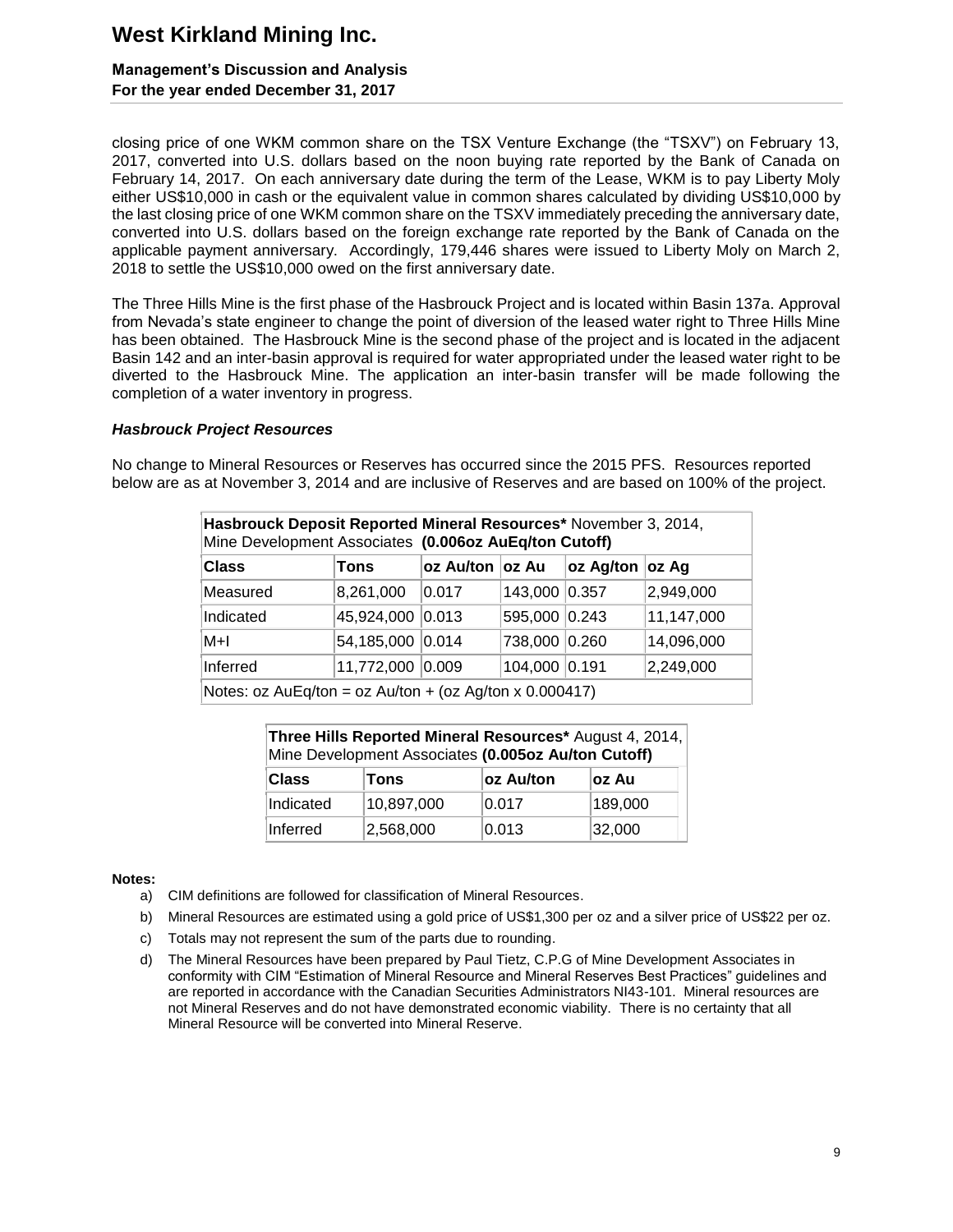closing price of one WKM common share on the TSX Venture Exchange (the "TSXV") on February 13, 2017, converted into U.S. dollars based on the noon buying rate reported by the Bank of Canada on February 14, 2017. On each anniversary date during the term of the Lease, WKM is to pay Liberty Moly either US$10,000 in cash or the equivalent value in common shares calculated by dividing US$10,000 by the last closing price of one WKM common share on the TSXV immediately preceding the anniversary date, converted into U.S. dollars based on the foreign exchange rate reported by the Bank of Canada on the applicable payment anniversary. Accordingly, 179,446 shares were issued to Liberty Moly on March 2, 2018 to settle the US$10,000 owed on the first anniversary date.

The Three Hills Mine is the first phase of the Hasbrouck Project and is located within Basin 137a. Approval from Nevada's state engineer to change the point of diversion of the leased water right to Three Hills Mine has been obtained. The Hasbrouck Mine is the second phase of the project and is located in the adjacent Basin 142 and an inter-basin approval is required for water appropriated under the leased water right to be diverted to the Hasbrouck Mine. The application an inter-basin transfer will be made following the completion of a water inventory in progress.

### *Hasbrouck Project Resources*

No change to Mineral Resources or Reserves has occurred since the 2015 PFS. Resources reported below are as at November 3, 2014 and are inclusive of Reserves and are based on 100% of the project.

| **Hasbrouck Deposit Reported Mineral Resources*** November 3, 2014, Mine Development Associates **(0.006oz AuEq/ton Cutoff)** | | | | | |
|---|---|---|---|---|---|
| **Class** | **Tons** | **oz Au/ton** | **oz Au** | **oz Ag/ton** | **oz Ag** |
| Measured | 8,261,000 | 0.017 | 143,000 | 0.357 | 2,949,000 |
| Indicated | 45,924,000 | 0.013 | 595,000 | 0.243 | 11,147,000 |
| M+I | 54,185,000 | 0.014 | 738,000 | 0.260 | 14,096,000 |
| Inferred | 11,772,000 | 0.009 | 104,000 | 0.191 | 2,249,000 |
| Notes: oz AuEq/ton = oz Au/ton + (oz Ag/ton x 0.000417) | | | | | |

| **Three Hills Reported Mineral Resources*** August 4, 2014, Mine Development Associates **(0.005oz Au/ton Cutoff)** | | | |
|---|---|---|---|
| **Class** | **Tons** | **oz Au/ton** | **oz Au** |
| Indicated | 10,897,000 | 0.017 | 189,000 |
| Inferred | 2,568,000 | 0.013 | 32,000 |

**Notes:**

a) CIM definitions are followed for classification of Mineral Resources.

b) Mineral Resources are estimated using a gold price of US$1,300 per oz and a silver price of US$22 per oz.

c) Totals may not represent the sum of the parts due to rounding.

d) The Mineral Resources have been prepared by Paul Tietz, C.P.G of Mine Development Associates in conformity with CIM "Estimation of Mineral Resource and Mineral Reserves Best Practices" guidelines and are reported in accordance with the Canadian Securities Administrators NI43-101. Mineral resources are not Mineral Reserves and do not have demonstrated economic viability. There is no certainty that all Mineral Resource will be converted into Mineral Reserve.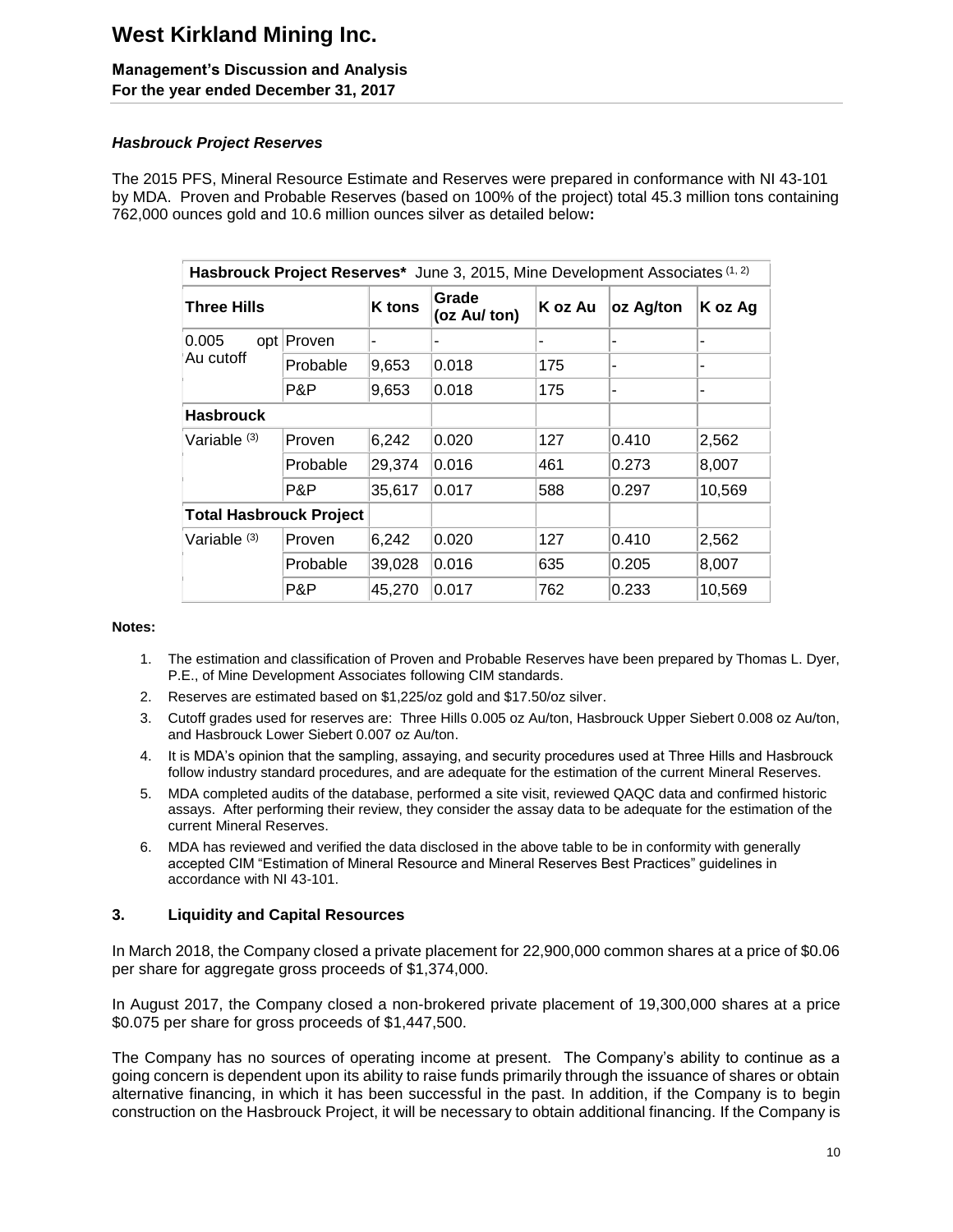### *Hasbrouck Project Reserves*

The 2015 PFS, Mineral Resource Estimate and Reserves were prepared in conformance with NI 43-101 by MDA. Proven and Probable Reserves (based on 100% of the project) total 45.3 million tons containing 762,000 ounces gold and 10.6 million ounces silver as detailed below**:**

| **Hasbrouck Project Reserves*** June 3, 2015, Mine Development Associates [1, 2] | | | | | | |
|---|---|---|---|---|---|---|
| **Three Hills** | | **K tons** | **Grade (oz Au/ ton)** | **K oz Au** | **oz Ag/ton** | **K oz Ag** |
| 0.005 opt Au cutoff | Proven | - | - | - | - | - |
| | Probable | 9,653 | 0.018 | 175 | - | - |
| | P&P | 9,653 | 0.018 | 175 | - | - |
| **Hasbrouck** | | | | | | |
| Variable [3] | Proven | 6,242 | 0.020 | 127 | 0.410 | 2,562 |
| | Probable | 29,374 | 0.016 | 461 | 0.273 | 8,007 |
| | P&P | 35,617 | 0.017 | 588 | 0.297 | 10,569 |
| **Total Hasbrouck Project** | | | | | | |
| Variable [3] | Proven | 6,242 | 0.020 | 127 | 0.410 | 2,562 |
| | Probable | 39,028 | 0.016 | 635 | 0.205 | 8,007 |
| | P&P | 45,270 | 0.017 | 762 | 0.233 | 10,569 |

**Notes:**

1. The estimation and classification of Proven and Probable Reserves have been prepared by Thomas L. Dyer, P.E., of Mine Development Associates following CIM standards.
2. Reserves are estimated based on $1,225/oz gold and $17.50/oz silver.
3. Cutoff grades used for reserves are: Three Hills 0.005 oz Au/ton, Hasbrouck Upper Siebert 0.008 oz Au/ton, and Hasbrouck Lower Siebert 0.007 oz Au/ton.
4. It is MDA's opinion that the sampling, assaying, and security procedures used at Three Hills and Hasbrouck follow industry standard procedures, and are adequate for the estimation of the current Mineral Reserves.
5. MDA completed audits of the database, performed a site visit, reviewed QAQC data and confirmed historic assays. After performing their review, they consider the assay data to be adequate for the estimation of the current Mineral Reserves.
6. MDA has reviewed and verified the data disclosed in the above table to be in conformity with generally accepted CIM "Estimation of Mineral Resource and Mineral Reserves Best Practices" guidelines in accordance with NI 43-101.

## 3. Liquidity and Capital Resources

In March 2018, the Company closed a private placement for 22,900,000 common shares at a price of $0.06 per share for aggregate gross proceeds of $1,374,000.

In August 2017, the Company closed a non-brokered private placement of 19,300,000 shares at a price $0.075 per share for gross proceeds of $1,447,500.

The Company has no sources of operating income at present. The Company's ability to continue as a going concern is dependent upon its ability to raise funds primarily through the issuance of shares or obtain alternative financing, in which it has been successful in the past. In addition, if the Company is to begin construction on the Hasbrouck Project, it will be necessary to obtain additional financing. If the Company is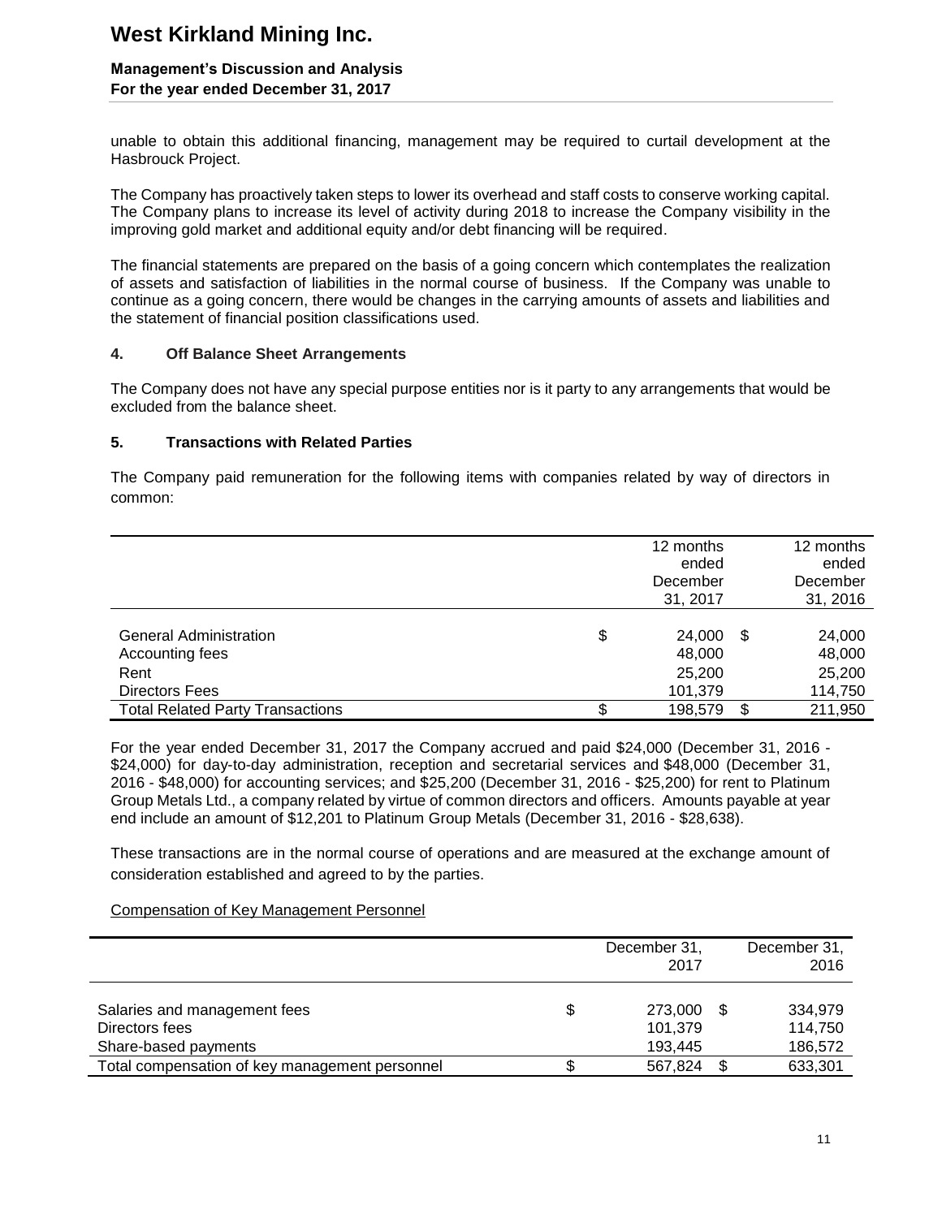unable to obtain this additional financing, management may be required to curtail development at the Hasbrouck Project.

The Company has proactively taken steps to lower its overhead and staff costs to conserve working capital. The Company plans to increase its level of activity during 2018 to increase the Company visibility in the improving gold market and additional equity and/or debt financing will be required.

The financial statements are prepared on the basis of a going concern which contemplates the realization of assets and satisfaction of liabilities in the normal course of business. If the Company was unable to continue as a going concern, there would be changes in the carrying amounts of assets and liabilities and the statement of financial position classifications used.

### 4. Off Balance Sheet Arrangements

The Company does not have any special purpose entities nor is it party to any arrangements that would be excluded from the balance sheet.

### 5. Transactions with Related Parties

The Company paid remuneration for the following items with companies related by way of directors in common:

| | 12 months ended December 31, 2017 | 12 months ended December 31, 2016 |
|---|---|---|
| General Administration | $ 24,000 | $ 24,000 |
| Accounting fees | 48,000 | 48,000 |
| Rent | 25,200 | 25,200 |
| Directors Fees | 101,379 | 114,750 |
| Total Related Party Transactions | $ 198,579 | $ 211,950 |

For the year ended December 31, 2017 the Company accrued and paid $24,000 (December 31, 2016 - $24,000) for day-to-day administration, reception and secretarial services and $48,000 (December 31, 2016 - $48,000) for accounting services; and $25,200 (December 31, 2016 - $25,200) for rent to Platinum Group Metals Ltd., a company related by virtue of common directors and officers. Amounts payable at year end include an amount of $12,201 to Platinum Group Metals (December 31, 2016 - $28,638).

These transactions are in the normal course of operations and are measured at the exchange amount of consideration established and agreed to by the parties.

Compensation of Key Management Personnel

| | December 31, 2017 | December 31, 2016 |
|---|---|---|
| Salaries and management fees | $ 273,000 | $ 334,979 |
| Directors fees | 101,379 | 114,750 |
| Share-based payments | 193,445 | 186,572 |
| Total compensation of key management personnel | $ 567,824 | $ 633,301 |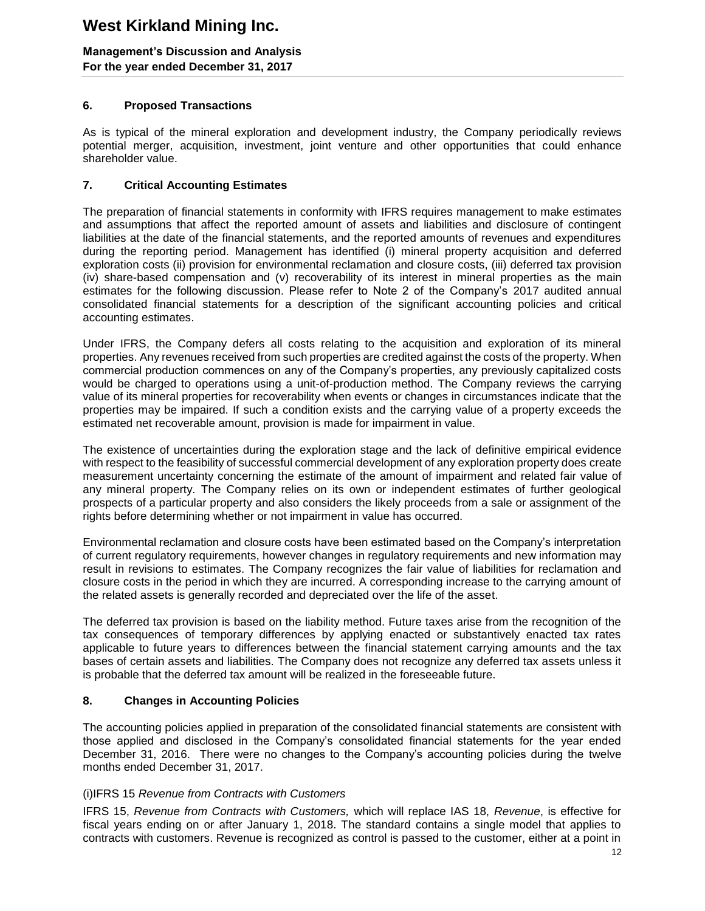## 6. Proposed Transactions

As is typical of the mineral exploration and development industry, the Company periodically reviews potential merger, acquisition, investment, joint venture and other opportunities that could enhance shareholder value.

## 7. Critical Accounting Estimates

The preparation of financial statements in conformity with IFRS requires management to make estimates and assumptions that affect the reported amount of assets and liabilities and disclosure of contingent liabilities at the date of the financial statements, and the reported amounts of revenues and expenditures during the reporting period. Management has identified (i) mineral property acquisition and deferred exploration costs (ii) provision for environmental reclamation and closure costs, (iii) deferred tax provision (iv) share-based compensation and (v) recoverability of its interest in mineral properties as the main estimates for the following discussion. Please refer to Note 2 of the Company's 2017 audited annual consolidated financial statements for a description of the significant accounting policies and critical accounting estimates.

Under IFRS, the Company defers all costs relating to the acquisition and exploration of its mineral properties. Any revenues received from such properties are credited against the costs of the property. When commercial production commences on any of the Company's properties, any previously capitalized costs would be charged to operations using a unit-of-production method. The Company reviews the carrying value of its mineral properties for recoverability when events or changes in circumstances indicate that the properties may be impaired. If such a condition exists and the carrying value of a property exceeds the estimated net recoverable amount, provision is made for impairment in value.

The existence of uncertainties during the exploration stage and the lack of definitive empirical evidence with respect to the feasibility of successful commercial development of any exploration property does create measurement uncertainty concerning the estimate of the amount of impairment and related fair value of any mineral property. The Company relies on its own or independent estimates of further geological prospects of a particular property and also considers the likely proceeds from a sale or assignment of the rights before determining whether or not impairment in value has occurred.

Environmental reclamation and closure costs have been estimated based on the Company's interpretation of current regulatory requirements, however changes in regulatory requirements and new information may result in revisions to estimates. The Company recognizes the fair value of liabilities for reclamation and closure costs in the period in which they are incurred. A corresponding increase to the carrying amount of the related assets is generally recorded and depreciated over the life of the asset.

The deferred tax provision is based on the liability method. Future taxes arise from the recognition of the tax consequences of temporary differences by applying enacted or substantively enacted tax rates applicable to future years to differences between the financial statement carrying amounts and the tax bases of certain assets and liabilities. The Company does not recognize any deferred tax assets unless it is probable that the deferred tax amount will be realized in the foreseeable future.

## 8. Changes in Accounting Policies

The accounting policies applied in preparation of the consolidated financial statements are consistent with those applied and disclosed in the Company's consolidated financial statements for the year ended December 31, 2016. There were no changes to the Company's accounting policies during the twelve months ended December 31, 2017.

(i)IFRS 15 *Revenue from Contracts with Customers*

IFRS 15, *Revenue from Contracts with Customers,* which will replace IAS 18, *Revenue*, is effective for fiscal years ending on or after January 1, 2018. The standard contains a single model that applies to contracts with customers. Revenue is recognized as control is passed to the customer, either at a point in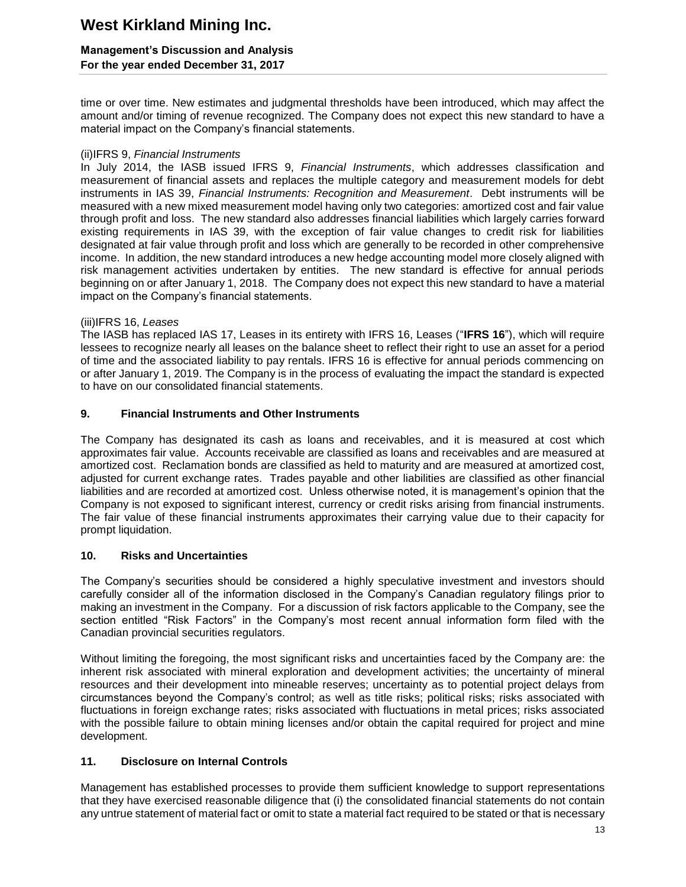time or over time. New estimates and judgmental thresholds have been introduced, which may affect the amount and/or timing of revenue recognized. The Company does not expect this new standard to have a material impact on the Company's financial statements.

(ii)IFRS 9, *Financial Instruments*

In July 2014, the IASB issued IFRS 9, *Financial Instruments*, which addresses classification and measurement of financial assets and replaces the multiple category and measurement models for debt instruments in IAS 39, *Financial Instruments: Recognition and Measurement*. Debt instruments will be measured with a new mixed measurement model having only two categories: amortized cost and fair value through profit and loss. The new standard also addresses financial liabilities which largely carries forward existing requirements in IAS 39, with the exception of fair value changes to credit risk for liabilities designated at fair value through profit and loss which are generally to be recorded in other comprehensive income. In addition, the new standard introduces a new hedge accounting model more closely aligned with risk management activities undertaken by entities. The new standard is effective for annual periods beginning on or after January 1, 2018. The Company does not expect this new standard to have a material impact on the Company's financial statements.

(iii)IFRS 16, *Leases*

The IASB has replaced IAS 17, Leases in its entirety with IFRS 16, Leases ("**IFRS 16**"), which will require lessees to recognize nearly all leases on the balance sheet to reflect their right to use an asset for a period of time and the associated liability to pay rentals. IFRS 16 is effective for annual periods commencing on or after January 1, 2019. The Company is in the process of evaluating the impact the standard is expected to have on our consolidated financial statements.

## 9. Financial Instruments and Other Instruments

The Company has designated its cash as loans and receivables, and it is measured at cost which approximates fair value. Accounts receivable are classified as loans and receivables and are measured at amortized cost. Reclamation bonds are classified as held to maturity and are measured at amortized cost, adjusted for current exchange rates. Trades payable and other liabilities are classified as other financial liabilities and are recorded at amortized cost. Unless otherwise noted, it is management's opinion that the Company is not exposed to significant interest, currency or credit risks arising from financial instruments. The fair value of these financial instruments approximates their carrying value due to their capacity for prompt liquidation.

## 10. Risks and Uncertainties

The Company's securities should be considered a highly speculative investment and investors should carefully consider all of the information disclosed in the Company's Canadian regulatory filings prior to making an investment in the Company. For a discussion of risk factors applicable to the Company, see the section entitled "Risk Factors" in the Company's most recent annual information form filed with the Canadian provincial securities regulators.

Without limiting the foregoing, the most significant risks and uncertainties faced by the Company are: the inherent risk associated with mineral exploration and development activities; the uncertainty of mineral resources and their development into mineable reserves; uncertainty as to potential project delays from circumstances beyond the Company's control; as well as title risks; political risks; risks associated with fluctuations in foreign exchange rates; risks associated with fluctuations in metal prices; risks associated with the possible failure to obtain mining licenses and/or obtain the capital required for project and mine development.

## 11. Disclosure on Internal Controls

Management has established processes to provide them sufficient knowledge to support representations that they have exercised reasonable diligence that (i) the consolidated financial statements do not contain any untrue statement of material fact or omit to state a material fact required to be stated or that is necessary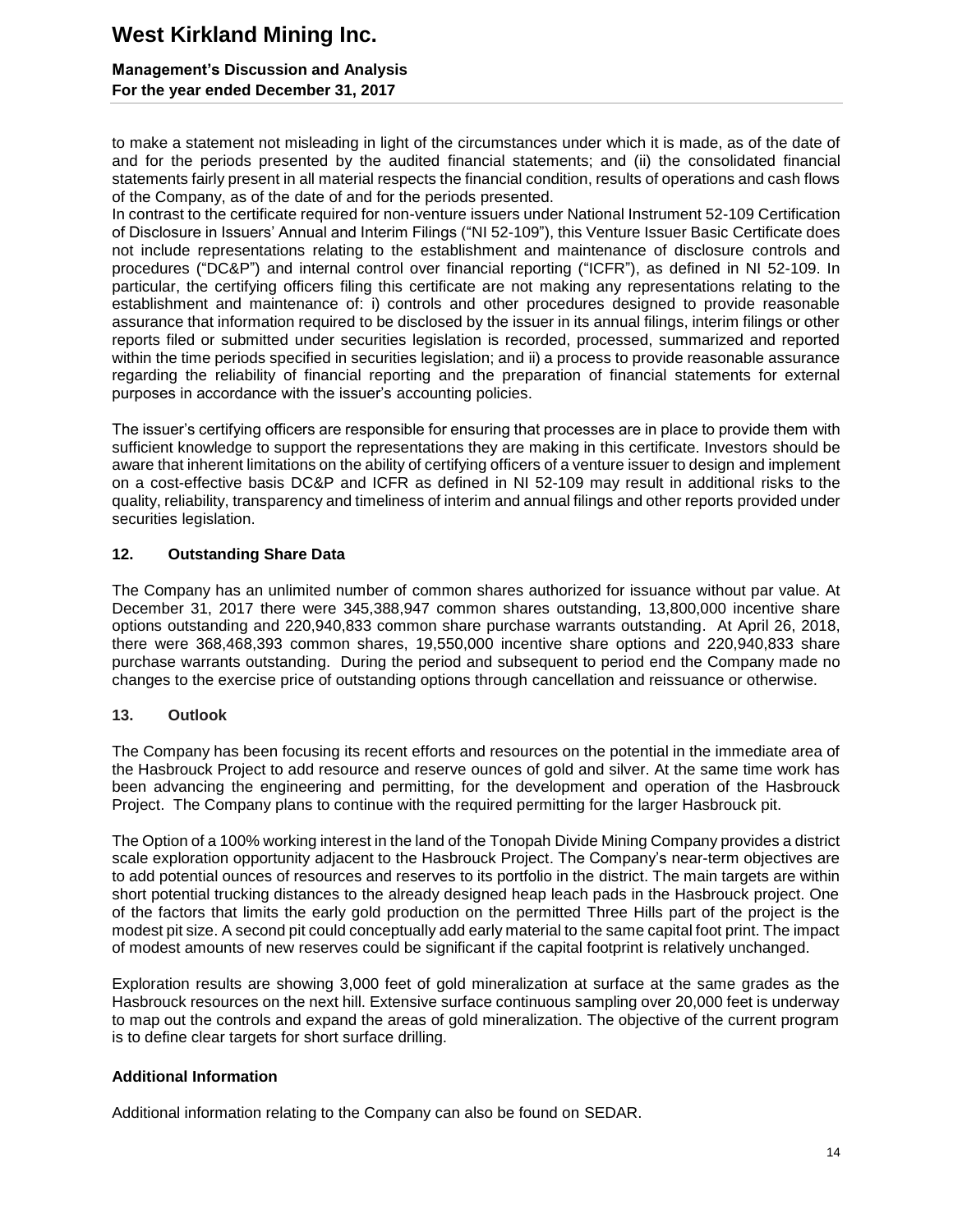to make a statement not misleading in light of the circumstances under which it is made, as of the date of and for the periods presented by the audited financial statements; and (ii) the consolidated financial statements fairly present in all material respects the financial condition, results of operations and cash flows of the Company, as of the date of and for the periods presented.

In contrast to the certificate required for non-venture issuers under National Instrument 52-109 Certification of Disclosure in Issuers' Annual and Interim Filings ("NI 52-109"), this Venture Issuer Basic Certificate does not include representations relating to the establishment and maintenance of disclosure controls and procedures ("DC&P") and internal control over financial reporting ("ICFR"), as defined in NI 52-109. In particular, the certifying officers filing this certificate are not making any representations relating to the establishment and maintenance of: i) controls and other procedures designed to provide reasonable assurance that information required to be disclosed by the issuer in its annual filings, interim filings or other reports filed or submitted under securities legislation is recorded, processed, summarized and reported within the time periods specified in securities legislation; and ii) a process to provide reasonable assurance regarding the reliability of financial reporting and the preparation of financial statements for external purposes in accordance with the issuer's accounting policies.

The issuer's certifying officers are responsible for ensuring that processes are in place to provide them with sufficient knowledge to support the representations they are making in this certificate. Investors should be aware that inherent limitations on the ability of certifying officers of a venture issuer to design and implement on a cost-effective basis DC&P and ICFR as defined in NI 52-109 may result in additional risks to the quality, reliability, transparency and timeliness of interim and annual filings and other reports provided under securities legislation.

## 12. Outstanding Share Data

The Company has an unlimited number of common shares authorized for issuance without par value. At December 31, 2017 there were 345,388,947 common shares outstanding, 13,800,000 incentive share options outstanding and 220,940,833 common share purchase warrants outstanding. At April 26, 2018, there were 368,468,393 common shares, 19,550,000 incentive share options and 220,940,833 share purchase warrants outstanding. During the period and subsequent to period end the Company made no changes to the exercise price of outstanding options through cancellation and reissuance or otherwise.

## 13. Outlook

The Company has been focusing its recent efforts and resources on the potential in the immediate area of the Hasbrouck Project to add resource and reserve ounces of gold and silver. At the same time work has been advancing the engineering and permitting, for the development and operation of the Hasbrouck Project. The Company plans to continue with the required permitting for the larger Hasbrouck pit.

The Option of a 100% working interest in the land of the Tonopah Divide Mining Company provides a district scale exploration opportunity adjacent to the Hasbrouck Project. The Company's near-term objectives are to add potential ounces of resources and reserves to its portfolio in the district. The main targets are within short potential trucking distances to the already designed heap leach pads in the Hasbrouck project. One of the factors that limits the early gold production on the permitted Three Hills part of the project is the modest pit size. A second pit could conceptually add early material to the same capital foot print. The impact of modest amounts of new reserves could be significant if the capital footprint is relatively unchanged.

Exploration results are showing 3,000 feet of gold mineralization at surface at the same grades as the Hasbrouck resources on the next hill. Extensive surface continuous sampling over 20,000 feet is underway to map out the controls and expand the areas of gold mineralization. The objective of the current program is to define clear targets for short surface drilling.

### Additional Information

Additional information relating to the Company can also be found on SEDAR.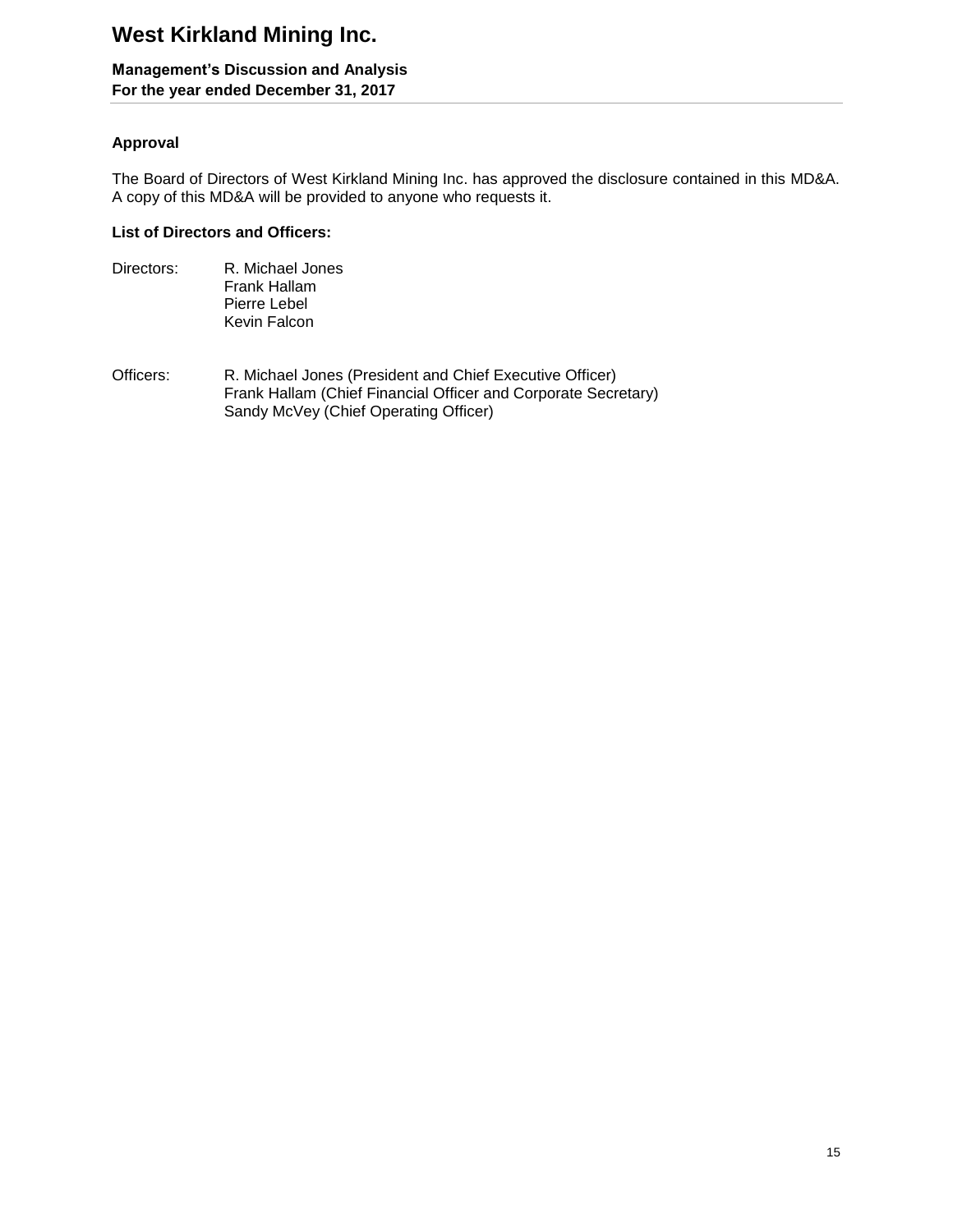## Approval

The Board of Directors of West Kirkland Mining Inc. has approved the disclosure contained in this MD&A. A copy of this MD&A will be provided to anyone who requests it.

### List of Directors and Officers:

| | |
|---|---|
| Directors: | R. Michael Jones<br>Frank Hallam<br>Pierre Lebel<br>Kevin Falcon |
| Officers: | R. Michael Jones (President and Chief Executive Officer)<br>Frank Hallam (Chief Financial Officer and Corporate Secretary)<br>Sandy McVey (Chief Operating Officer) |